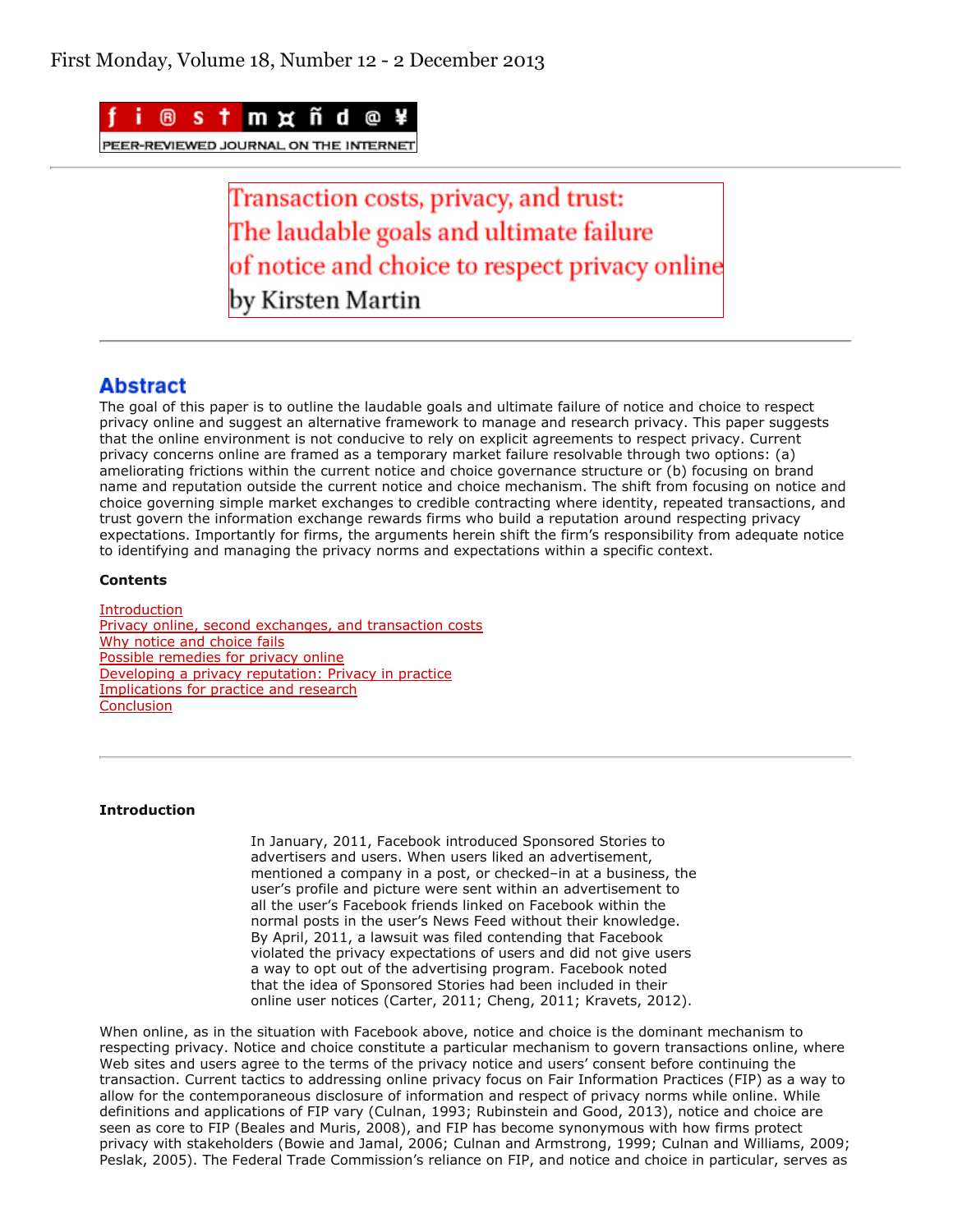First Monday, Volume 18, Number 12 - 2 December 2013

# Transaction costs, privacy, and trust: The laudable goals and ultimate failure of notice and choice to respect privacy online

by Kirsten Martin

## Abstract

The goal of this paper is to outline the laudable goals and ultimate failure of notice and choice to respect privacy online and suggest an alternative framework to manage and research privacy. This paper suggests that the online environment is not conducive to rely on explicit agreements to respect privacy. Current privacy concerns online are framed as a temporary market failure resolvable through two options: (a) ameliorating frictions within the current notice and choice governance structure or (b) focusing on brand name and reputation outside the current notice and choice mechanism. The shift from focusing on notice and choice governing simple market exchanges to credible contracting where identity, repeated transactions, and trust govern the information exchange rewards firms who build a reputation around respecting privacy expectations. Importantly for firms, the arguments herein shift the firm's responsibility from adequate notice to identifying and managing the privacy norms and expectations within a specific context.

**Contents**

Introduction
Privacy online, second exchanges, and transaction costs
Why notice and choice fails
Possible remedies for privacy online
Developing a privacy reputation: Privacy in practice
Implications for practice and research
Conclusion

**Introduction**

> In January, 2011, Facebook introduced Sponsored Stories to advertisers and users. When users liked an advertisement, mentioned a company in a post, or checked–in at a business, the user's profile and picture were sent within an advertisement to all the user's Facebook friends linked on Facebook within the normal posts in the user's News Feed without their knowledge. By April, 2011, a lawsuit was filed contending that Facebook violated the privacy expectations of users and did not give users a way to opt out of the advertising program. Facebook noted that the idea of Sponsored Stories had been included in their online user notices (Carter, 2011; Cheng, 2011; Kravets, 2012).

When online, as in the situation with Facebook above, notice and choice is the dominant mechanism to respecting privacy. Notice and choice constitute a particular mechanism to govern transactions online, where Web sites and users agree to the terms of the privacy notice and users' consent before continuing the transaction. Current tactics to addressing online privacy focus on Fair Information Practices (FIP) as a way to allow for the contemporaneous disclosure of information and respect of privacy norms while online. While definitions and applications of FIP vary (Culnan, 1993; Rubinstein and Good, 2013), notice and choice are seen as core to FIP (Beales and Muris, 2008), and FIP has become synonymous with how firms protect privacy with stakeholders (Bowie and Jamal, 2006; Culnan and Armstrong, 1999; Culnan and Williams, 2009; Peslak, 2005). The Federal Trade Commission's reliance on FIP, and notice and choice in particular, serves as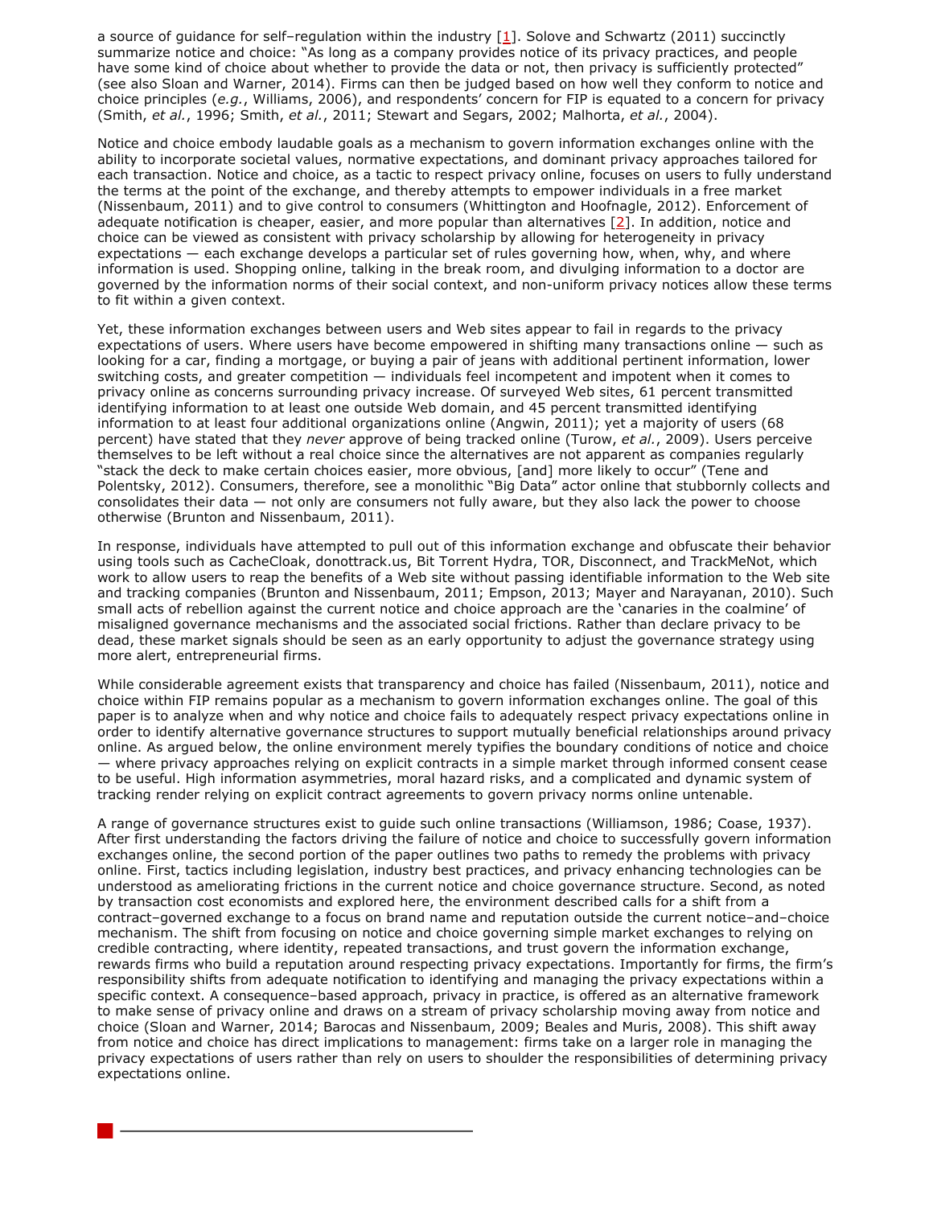a source of guidance for self–regulation within the industry [1]. Solove and Schwartz (2011) succinctly summarize notice and choice: "As long as a company provides notice of its privacy practices, and people have some kind of choice about whether to provide the data or not, then privacy is sufficiently protected" (see also Sloan and Warner, 2014). Firms can then be judged based on how well they conform to notice and choice principles (*e.g.*, Williams, 2006), and respondents' concern for FIP is equated to a concern for privacy (Smith, *et al.*, 1996; Smith, *et al.*, 2011; Stewart and Segars, 2002; Malhorta, *et al.*, 2004).

Notice and choice embody laudable goals as a mechanism to govern information exchanges online with the ability to incorporate societal values, normative expectations, and dominant privacy approaches tailored for each transaction. Notice and choice, as a tactic to respect privacy online, focuses on users to fully understand the terms at the point of the exchange, and thereby attempts to empower individuals in a free market (Nissenbaum, 2011) and to give control to consumers (Whittington and Hoofnagle, 2012). Enforcement of adequate notification is cheaper, easier, and more popular than alternatives [2]. In addition, notice and choice can be viewed as consistent with privacy scholarship by allowing for heterogeneity in privacy expectations — each exchange develops a particular set of rules governing how, when, why, and where information is used. Shopping online, talking in the break room, and divulging information to a doctor are governed by the information norms of their social context, and non-uniform privacy notices allow these terms to fit within a given context.

Yet, these information exchanges between users and Web sites appear to fail in regards to the privacy expectations of users. Where users have become empowered in shifting many transactions online — such as looking for a car, finding a mortgage, or buying a pair of jeans with additional pertinent information, lower switching costs, and greater competition — individuals feel incompetent and impotent when it comes to privacy online as concerns surrounding privacy increase. Of surveyed Web sites, 61 percent transmitted identifying information to at least one outside Web domain, and 45 percent transmitted identifying information to at least four additional organizations online (Angwin, 2011); yet a majority of users (68 percent) have stated that they *never* approve of being tracked online (Turow, *et al.*, 2009). Users perceive themselves to be left without a real choice since the alternatives are not apparent as companies regularly "stack the deck to make certain choices easier, more obvious, [and] more likely to occur" (Tene and Polentsky, 2012). Consumers, therefore, see a monolithic "Big Data" actor online that stubbornly collects and consolidates their data — not only are consumers not fully aware, but they also lack the power to choose otherwise (Brunton and Nissenbaum, 2011).

In response, individuals have attempted to pull out of this information exchange and obfuscate their behavior using tools such as CacheCloak, donottrack.us, Bit Torrent Hydra, TOR, Disconnect, and TrackMeNot, which work to allow users to reap the benefits of a Web site without passing identifiable information to the Web site and tracking companies (Brunton and Nissenbaum, 2011; Empson, 2013; Mayer and Narayanan, 2010). Such small acts of rebellion against the current notice and choice approach are the 'canaries in the coalmine' of misaligned governance mechanisms and the associated social frictions. Rather than declare privacy to be dead, these market signals should be seen as an early opportunity to adjust the governance strategy using more alert, entrepreneurial firms.

While considerable agreement exists that transparency and choice has failed (Nissenbaum, 2011), notice and choice within FIP remains popular as a mechanism to govern information exchanges online. The goal of this paper is to analyze when and why notice and choice fails to adequately respect privacy expectations online in order to identify alternative governance structures to support mutually beneficial relationships around privacy online. As argued below, the online environment merely typifies the boundary conditions of notice and choice — where privacy approaches relying on explicit contracts in a simple market through informed consent cease to be useful. High information asymmetries, moral hazard risks, and a complicated and dynamic system of tracking render relying on explicit contract agreements to govern privacy norms online untenable.

A range of governance structures exist to guide such online transactions (Williamson, 1986; Coase, 1937). After first understanding the factors driving the failure of notice and choice to successfully govern information exchanges online, the second portion of the paper outlines two paths to remedy the problems with privacy online. First, tactics including legislation, industry best practices, and privacy enhancing technologies can be understood as ameliorating frictions in the current notice and choice governance structure. Second, as noted by transaction cost economists and explored here, the environment described calls for a shift from a contract–governed exchange to a focus on brand name and reputation outside the current notice–and–choice mechanism. The shift from focusing on notice and choice governing simple market exchanges to relying on credible contracting, where identity, repeated transactions, and trust govern the information exchange, rewards firms who build a reputation around respecting privacy expectations. Importantly for firms, the firm's responsibility shifts from adequate notification to identifying and managing the privacy expectations within a specific context. A consequence–based approach, privacy in practice, is offered as an alternative framework to make sense of privacy online and draws on a stream of privacy scholarship moving away from notice and choice (Sloan and Warner, 2014; Barocas and Nissenbaum, 2009; Beales and Muris, 2008). This shift away from notice and choice has direct implications to management: firms take on a larger role in managing the privacy expectations of users rather than rely on users to shoulder the responsibilities of determining privacy expectations online.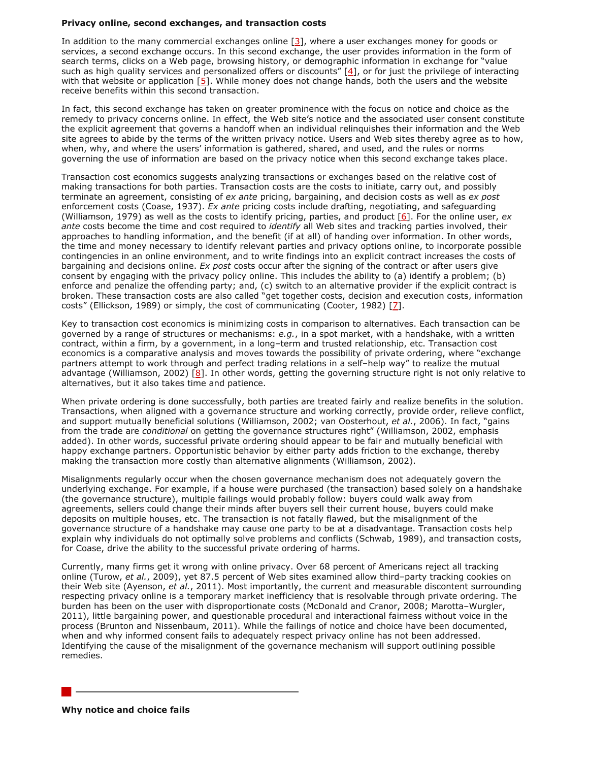## Privacy online, second exchanges, and transaction costs

In addition to the many commercial exchanges online [3], where a user exchanges money for goods or services, a second exchange occurs. In this second exchange, the user provides information in the form of search terms, clicks on a Web page, browsing history, or demographic information in exchange for "value such as high quality services and personalized offers or discounts" [4], or for just the privilege of interacting with that website or application [5]. While money does not change hands, both the users and the website receive benefits within this second transaction.

In fact, this second exchange has taken on greater prominence with the focus on notice and choice as the remedy to privacy concerns online. In effect, the Web site's notice and the associated user consent constitute the explicit agreement that governs a handoff when an individual relinquishes their information and the Web site agrees to abide by the terms of the written privacy notice. Users and Web sites thereby agree as to how, when, why, and where the users' information is gathered, shared, and used, and the rules or norms governing the use of information are based on the privacy notice when this second exchange takes place.

Transaction cost economics suggests analyzing transactions or exchanges based on the relative cost of making transactions for both parties. Transaction costs are the costs to initiate, carry out, and possibly terminate an agreement, consisting of *ex ante* pricing, bargaining, and decision costs as well as *ex post* enforcement costs (Coase, 1937). *Ex ante* pricing costs include drafting, negotiating, and safeguarding (Williamson, 1979) as well as the costs to identify pricing, parties, and product [6]. For the online user, *ex ante* costs become the time and cost required to *identify* all Web sites and tracking parties involved, their approaches to handling information, and the benefit (if at all) of handing over information. In other words, the time and money necessary to identify relevant parties and privacy options online, to incorporate possible contingencies in an online environment, and to write findings into an explicit contract increases the costs of bargaining and decisions online. *Ex post* costs occur after the signing of the contract or after users give consent by engaging with the privacy policy online. This includes the ability to (a) identify a problem; (b) enforce and penalize the offending party; and, (c) switch to an alternative provider if the explicit contract is broken. These transaction costs are also called "get together costs, decision and execution costs, information costs" (Ellickson, 1989) or simply, the cost of communicating (Cooter, 1982) [7].

Key to transaction cost economics is minimizing costs in comparison to alternatives. Each transaction can be governed by a range of structures or mechanisms: *e.g.*, in a spot market, with a handshake, with a written contract, within a firm, by a government, in a long–term and trusted relationship, etc. Transaction cost economics is a comparative analysis and moves towards the possibility of private ordering, where "exchange partners attempt to work through and perfect trading relations in a self–help way" to realize the mutual advantage (Williamson, 2002) [8]. In other words, getting the governing structure right is not only relative to alternatives, but it also takes time and patience.

When private ordering is done successfully, both parties are treated fairly and realize benefits in the solution. Transactions, when aligned with a governance structure and working correctly, provide order, relieve conflict, and support mutually beneficial solutions (Williamson, 2002; van Oosterhout, *et al.*, 2006). In fact, "gains from the trade are *conditional* on getting the governance structures right" (Williamson, 2002, emphasis added). In other words, successful private ordering should appear to be fair and mutually beneficial with happy exchange partners. Opportunistic behavior by either party adds friction to the exchange, thereby making the transaction more costly than alternative alignments (Williamson, 2002).

Misalignments regularly occur when the chosen governance mechanism does not adequately govern the underlying exchange. For example, if a house were purchased (the transaction) based solely on a handshake (the governance structure), multiple failings would probably follow: buyers could walk away from agreements, sellers could change their minds after buyers sell their current house, buyers could make deposits on multiple houses, etc. The transaction is not fatally flawed, but the misalignment of the governance structure of a handshake may cause one party to be at a disadvantage. Transaction costs help explain why individuals do not optimally solve problems and conflicts (Schwab, 1989), and transaction costs, for Coase, drive the ability to the successful private ordering of harms.

Currently, many firms get it wrong with online privacy. Over 68 percent of Americans reject all tracking online (Turow, *et al.*, 2009), yet 87.5 percent of Web sites examined allow third–party tracking cookies on their Web site (Ayenson, *et al.*, 2011). Most importantly, the current and measurable discontent surrounding respecting privacy online is a temporary market inefficiency that is resolvable through private ordering. The burden has been on the user with disproportionate costs (McDonald and Cranor, 2008; Marotta–Wurgler, 2011), little bargaining power, and questionable procedural and interactional fairness without voice in the process (Brunton and Nissenbaum, 2011). While the failings of notice and choice have been documented, when and why informed consent fails to adequately respect privacy online has not been addressed. Identifying the cause of the misalignment of the governance mechanism will support outlining possible remedies.

## Why notice and choice fails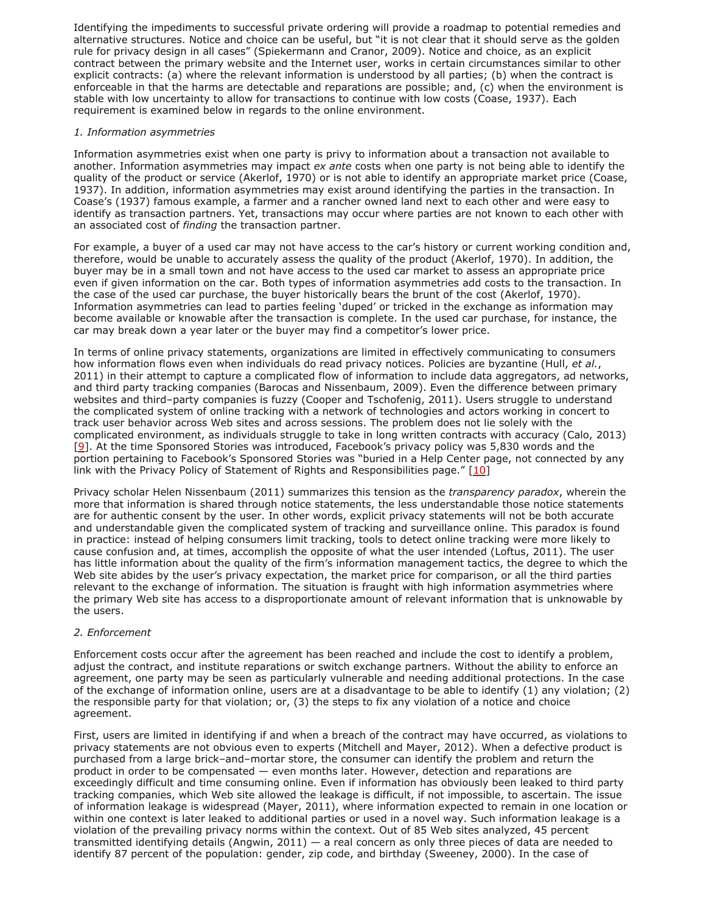Identifying the impediments to successful private ordering will provide a roadmap to potential remedies and alternative structures. Notice and choice can be useful, but "it is not clear that it should serve as the golden rule for privacy design in all cases" (Spiekermann and Cranor, 2009). Notice and choice, as an explicit contract between the primary website and the Internet user, works in certain circumstances similar to other explicit contracts: (a) where the relevant information is understood by all parties; (b) when the contract is enforceable in that the harms are detectable and reparations are possible; and, (c) when the environment is stable with low uncertainty to allow for transactions to continue with low costs (Coase, 1937). Each requirement is examined below in regards to the online environment.

*1. Information asymmetries*

Information asymmetries exist when one party is privy to information about a transaction not available to another. Information asymmetries may impact *ex ante* costs when one party is not being able to identify the quality of the product or service (Akerlof, 1970) or is not able to identify an appropriate market price (Coase, 1937). In addition, information asymmetries may exist around identifying the parties in the transaction. In Coase's (1937) famous example, a farmer and a rancher owned land next to each other and were easy to identify as transaction partners. Yet, transactions may occur where parties are not known to each other with an associated cost of *finding* the transaction partner.

For example, a buyer of a used car may not have access to the car's history or current working condition and, therefore, would be unable to accurately assess the quality of the product (Akerlof, 1970). In addition, the buyer may be in a small town and not have access to the used car market to assess an appropriate price even if given information on the car. Both types of information asymmetries add costs to the transaction. In the case of the used car purchase, the buyer historically bears the brunt of the cost (Akerlof, 1970). Information asymmetries can lead to parties feeling 'duped' or tricked in the exchange as information may become available or knowable after the transaction is complete. In the used car purchase, for instance, the car may break down a year later or the buyer may find a competitor's lower price.

In terms of online privacy statements, organizations are limited in effectively communicating to consumers how information flows even when individuals do read privacy notices. Policies are byzantine (Hull, *et al.*, 2011) in their attempt to capture a complicated flow of information to include data aggregators, ad networks, and third party tracking companies (Barocas and Nissenbaum, 2009). Even the difference between primary websites and third–party companies is fuzzy (Cooper and Tschofenig, 2011). Users struggle to understand the complicated system of online tracking with a network of technologies and actors working in concert to track user behavior across Web sites and across sessions. The problem does not lie solely with the complicated environment, as individuals struggle to take in long written contracts with accuracy (Calo, 2013) [9]. At the time Sponsored Stories was introduced, Facebook's privacy policy was 5,830 words and the portion pertaining to Facebook's Sponsored Stories was "buried in a Help Center page, not connected by any link with the Privacy Policy of Statement of Rights and Responsibilities page." [10]

Privacy scholar Helen Nissenbaum (2011) summarizes this tension as the *transparency paradox*, wherein the more that information is shared through notice statements, the less understandable those notice statements are for authentic consent by the user. In other words, explicit privacy statements will not be both accurate and understandable given the complicated system of tracking and surveillance online. This paradox is found in practice: instead of helping consumers limit tracking, tools to detect online tracking were more likely to cause confusion and, at times, accomplish the opposite of what the user intended (Loftus, 2011). The user has little information about the quality of the firm's information management tactics, the degree to which the Web site abides by the user's privacy expectation, the market price for comparison, or all the third parties relevant to the exchange of information. The situation is fraught with high information asymmetries where the primary Web site has access to a disproportionate amount of relevant information that is unknowable by the users.

*2. Enforcement*

Enforcement costs occur after the agreement has been reached and include the cost to identify a problem, adjust the contract, and institute reparations or switch exchange partners. Without the ability to enforce an agreement, one party may be seen as particularly vulnerable and needing additional protections. In the case of the exchange of information online, users are at a disadvantage to be able to identify (1) any violation; (2) the responsible party for that violation; or, (3) the steps to fix any violation of a notice and choice agreement.

First, users are limited in identifying if and when a breach of the contract may have occurred, as violations to privacy statements are not obvious even to experts (Mitchell and Mayer, 2012). When a defective product is purchased from a large brick–and–mortar store, the consumer can identify the problem and return the product in order to be compensated — even months later. However, detection and reparations are exceedingly difficult and time consuming online. Even if information has obviously been leaked to third party tracking companies, which Web site allowed the leakage is difficult, if not impossible, to ascertain. The issue of information leakage is widespread (Mayer, 2011), where information expected to remain in one location or within one context is later leaked to additional parties or used in a novel way. Such information leakage is a violation of the prevailing privacy norms within the context. Out of 85 Web sites analyzed, 45 percent transmitted identifying details (Angwin, 2011) — a real concern as only three pieces of data are needed to identify 87 percent of the population: gender, zip code, and birthday (Sweeney, 2000). In the case of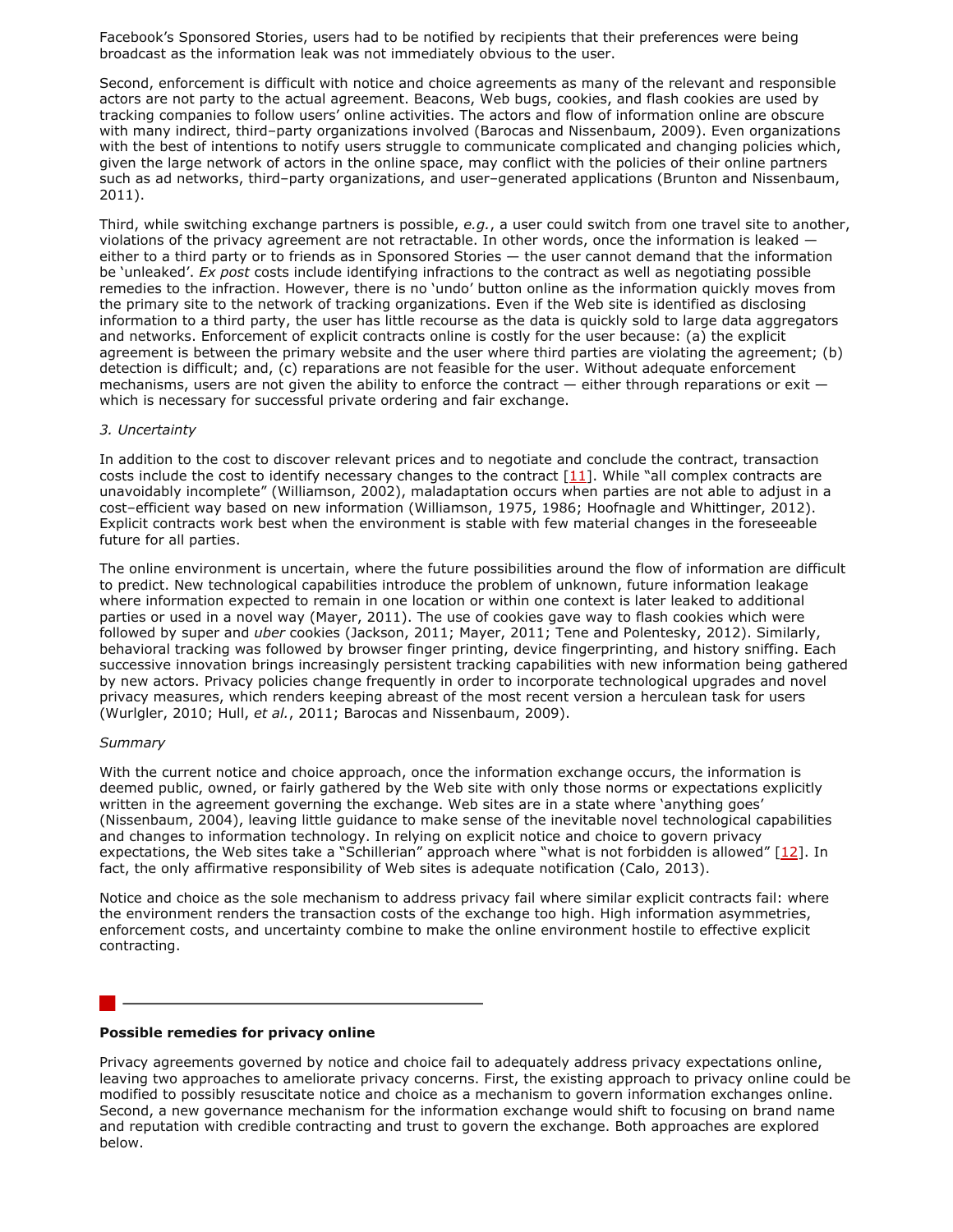Facebook's Sponsored Stories, users had to be notified by recipients that their preferences were being broadcast as the information leak was not immediately obvious to the user.

Second, enforcement is difficult with notice and choice agreements as many of the relevant and responsible actors are not party to the actual agreement. Beacons, Web bugs, cookies, and flash cookies are used by tracking companies to follow users' online activities. The actors and flow of information online are obscure with many indirect, third–party organizations involved (Barocas and Nissenbaum, 2009). Even organizations with the best of intentions to notify users struggle to communicate complicated and changing policies which, given the large network of actors in the online space, may conflict with the policies of their online partners such as ad networks, third–party organizations, and user–generated applications (Brunton and Nissenbaum, 2011).

Third, while switching exchange partners is possible, *e.g.*, a user could switch from one travel site to another, violations of the privacy agreement are not retractable. In other words, once the information is leaked — either to a third party or to friends as in Sponsored Stories — the user cannot demand that the information be 'unleaked'. *Ex post* costs include identifying infractions to the contract as well as negotiating possible remedies to the infraction. However, there is no 'undo' button online as the information quickly moves from the primary site to the network of tracking organizations. Even if the Web site is identified as disclosing information to a third party, the user has little recourse as the data is quickly sold to large data aggregators and networks. Enforcement of explicit contracts online is costly for the user because: (a) the explicit agreement is between the primary website and the user where third parties are violating the agreement; (b) detection is difficult; and, (c) reparations are not feasible for the user. Without adequate enforcement mechanisms, users are not given the ability to enforce the contract — either through reparations or exit — which is necessary for successful private ordering and fair exchange.

*3. Uncertainty*

In addition to the cost to discover relevant prices and to negotiate and conclude the contract, transaction costs include the cost to identify necessary changes to the contract [11]. While "all complex contracts are unavoidably incomplete" (Williamson, 2002), maladaptation occurs when parties are not able to adjust in a cost–efficient way based on new information (Williamson, 1975, 1986; Hoofnagle and Whittinger, 2012). Explicit contracts work best when the environment is stable with few material changes in the foreseeable future for all parties.

The online environment is uncertain, where the future possibilities around the flow of information are difficult to predict. New technological capabilities introduce the problem of unknown, future information leakage where information expected to remain in one location or within one context is later leaked to additional parties or used in a novel way (Mayer, 2011). The use of cookies gave way to flash cookies which were followed by super and *uber* cookies (Jackson, 2011; Mayer, 2011; Tene and Polentesky, 2012). Similarly, behavioral tracking was followed by browser finger printing, device fingerprinting, and history sniffing. Each successive innovation brings increasingly persistent tracking capabilities with new information being gathered by new actors. Privacy policies change frequently in order to incorporate technological upgrades and novel privacy measures, which renders keeping abreast of the most recent version a herculean task for users (Wurlgler, 2010; Hull, *et al.*, 2011; Barocas and Nissenbaum, 2009).

*Summary*

With the current notice and choice approach, once the information exchange occurs, the information is deemed public, owned, or fairly gathered by the Web site with only those norms or expectations explicitly written in the agreement governing the exchange. Web sites are in a state where 'anything goes' (Nissenbaum, 2004), leaving little guidance to make sense of the inevitable novel technological capabilities and changes to information technology. In relying on explicit notice and choice to govern privacy expectations, the Web sites take a "Schillerian" approach where "what is not forbidden is allowed" [12]. In fact, the only affirmative responsibility of Web sites is adequate notification (Calo, 2013).

Notice and choice as the sole mechanism to address privacy fail where similar explicit contracts fail: where the environment renders the transaction costs of the exchange too high. High information asymmetries, enforcement costs, and uncertainty combine to make the online environment hostile to effective explicit contracting.

## Possible remedies for privacy online

Privacy agreements governed by notice and choice fail to adequately address privacy expectations online, leaving two approaches to ameliorate privacy concerns. First, the existing approach to privacy online could be modified to possibly resuscitate notice and choice as a mechanism to govern information exchanges online. Second, a new governance mechanism for the information exchange would shift to focusing on brand name and reputation with credible contracting and trust to govern the exchange. Both approaches are explored below.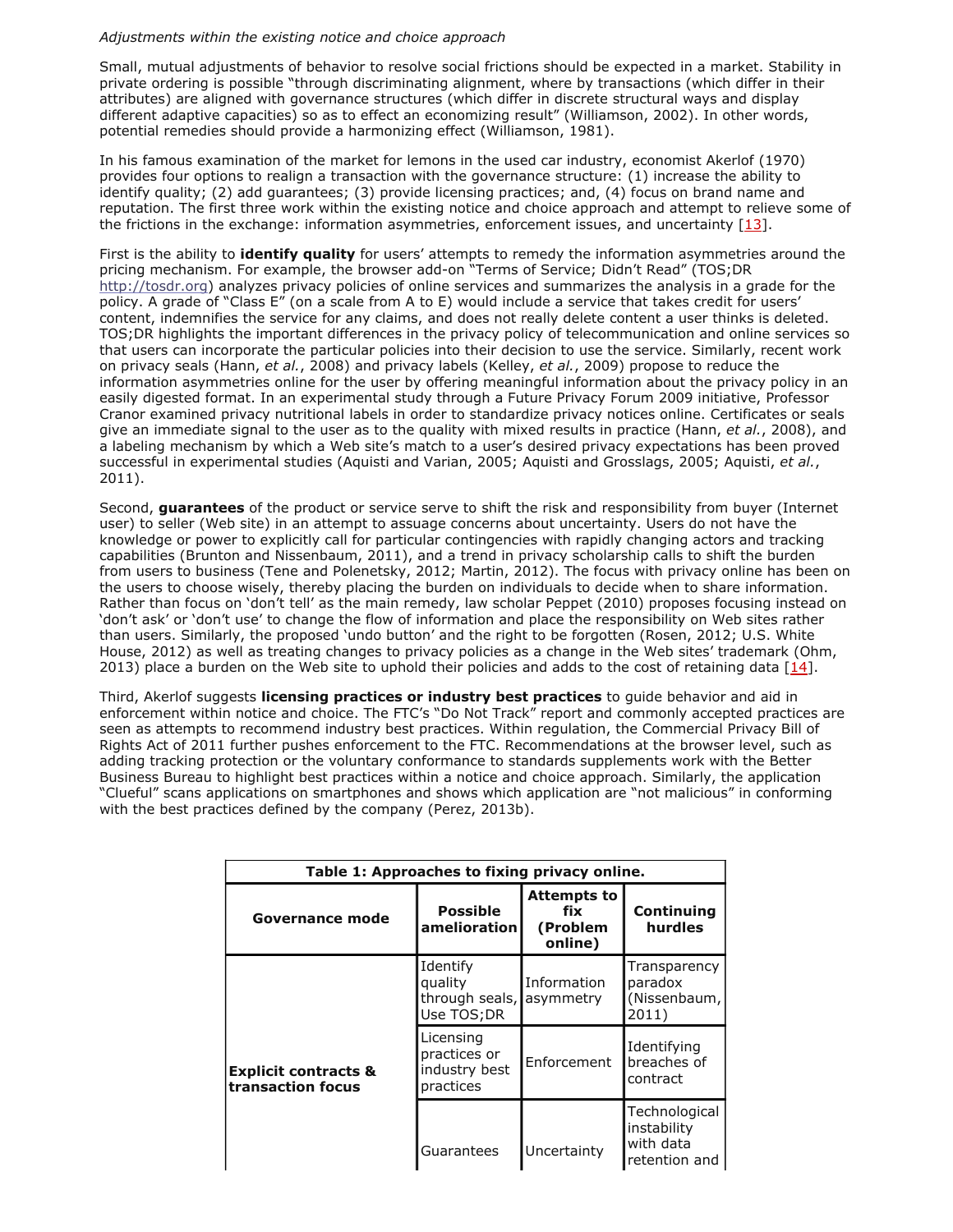*Adjustments within the existing notice and choice approach*

Small, mutual adjustments of behavior to resolve social frictions should be expected in a market. Stability in private ordering is possible "through discriminating alignment, where by transactions (which differ in their attributes) are aligned with governance structures (which differ in discrete structural ways and display different adaptive capacities) so as to effect an economizing result" (Williamson, 2002). In other words, potential remedies should provide a harmonizing effect (Williamson, 1981).

In his famous examination of the market for lemons in the used car industry, economist Akerlof (1970) provides four options to realign a transaction with the governance structure: (1) increase the ability to identify quality; (2) add guarantees; (3) provide licensing practices; and, (4) focus on brand name and reputation. The first three work within the existing notice and choice approach and attempt to relieve some of the frictions in the exchange: information asymmetries, enforcement issues, and uncertainty [13].

First is the ability to **identify quality** for users' attempts to remedy the information asymmetries around the pricing mechanism. For example, the browser add-on "Terms of Service; Didn't Read" (TOS;DR http://tosdr.org) analyzes privacy policies of online services and summarizes the analysis in a grade for the policy. A grade of "Class E" (on a scale from A to E) would include a service that takes credit for users' content, indemnifies the service for any claims, and does not really delete content a user thinks is deleted. TOS;DR highlights the important differences in the privacy policy of telecommunication and online services so that users can incorporate the particular policies into their decision to use the service. Similarly, recent work on privacy seals (Hann, *et al.*, 2008) and privacy labels (Kelley, *et al.*, 2009) propose to reduce the information asymmetries online for the user by offering meaningful information about the privacy policy in an easily digested format. In an experimental study through a Future Privacy Forum 2009 initiative, Professor Cranor examined privacy nutritional labels in order to standardize privacy notices online. Certificates or seals give an immediate signal to the user as to the quality with mixed results in practice (Hann, *et al.*, 2008), and a labeling mechanism by which a Web site's match to a user's desired privacy expectations has been proved successful in experimental studies (Aquisti and Varian, 2005; Aquisti and Grosslags, 2005; Aquisti, *et al.*, 2011).

Second, **guarantees** of the product or service serve to shift the risk and responsibility from buyer (Internet user) to seller (Web site) in an attempt to assuage concerns about uncertainty. Users do not have the knowledge or power to explicitly call for particular contingencies with rapidly changing actors and tracking capabilities (Brunton and Nissenbaum, 2011), and a trend in privacy scholarship calls to shift the burden from users to business (Tene and Polenetsky, 2012; Martin, 2012). The focus with privacy online has been on the users to choose wisely, thereby placing the burden on individuals to decide when to share information. Rather than focus on 'don't tell' as the main remedy, law scholar Peppet (2010) proposes focusing instead on 'don't ask' or 'don't use' to change the flow of information and place the responsibility on Web sites rather than users. Similarly, the proposed 'undo button' and the right to be forgotten (Rosen, 2012; U.S. White House, 2012) as well as treating changes to privacy policies as a change in the Web sites' trademark (Ohm, 2013) place a burden on the Web site to uphold their policies and adds to the cost of retaining data [14].

Third, Akerlof suggests **licensing practices or industry best practices** to guide behavior and aid in enforcement within notice and choice. The FTC's "Do Not Track" report and commonly accepted practices are seen as attempts to recommend industry best practices. Within regulation, the Commercial Privacy Bill of Rights Act of 2011 further pushes enforcement to the FTC. Recommendations at the browser level, such as adding tracking protection or the voluntary conformance to standards supplements work with the Better Business Bureau to highlight best practices within a notice and choice approach. Similarly, the application "Clueful" scans applications on smartphones and shows which application are "not malicious" in conforming with the best practices defined by the company (Perez, 2013b).

**Table 1: Approaches to fixing privacy online.**

| Governance mode | Possible amelioration | Attempts to fix (Problem online) | Continuing hurdles |
|---|---|---|---|
| **Explicit contracts & transaction focus** | Identify quality through seals, Use TOS;DR | Information asymmetry | Transparency paradox (Nissenbaum, 2011) |
| | Licensing practices or industry best practices | Enforcement | Identifying breaches of contract |
| | Guarantees | Uncertainty | Technological instability with data retention and |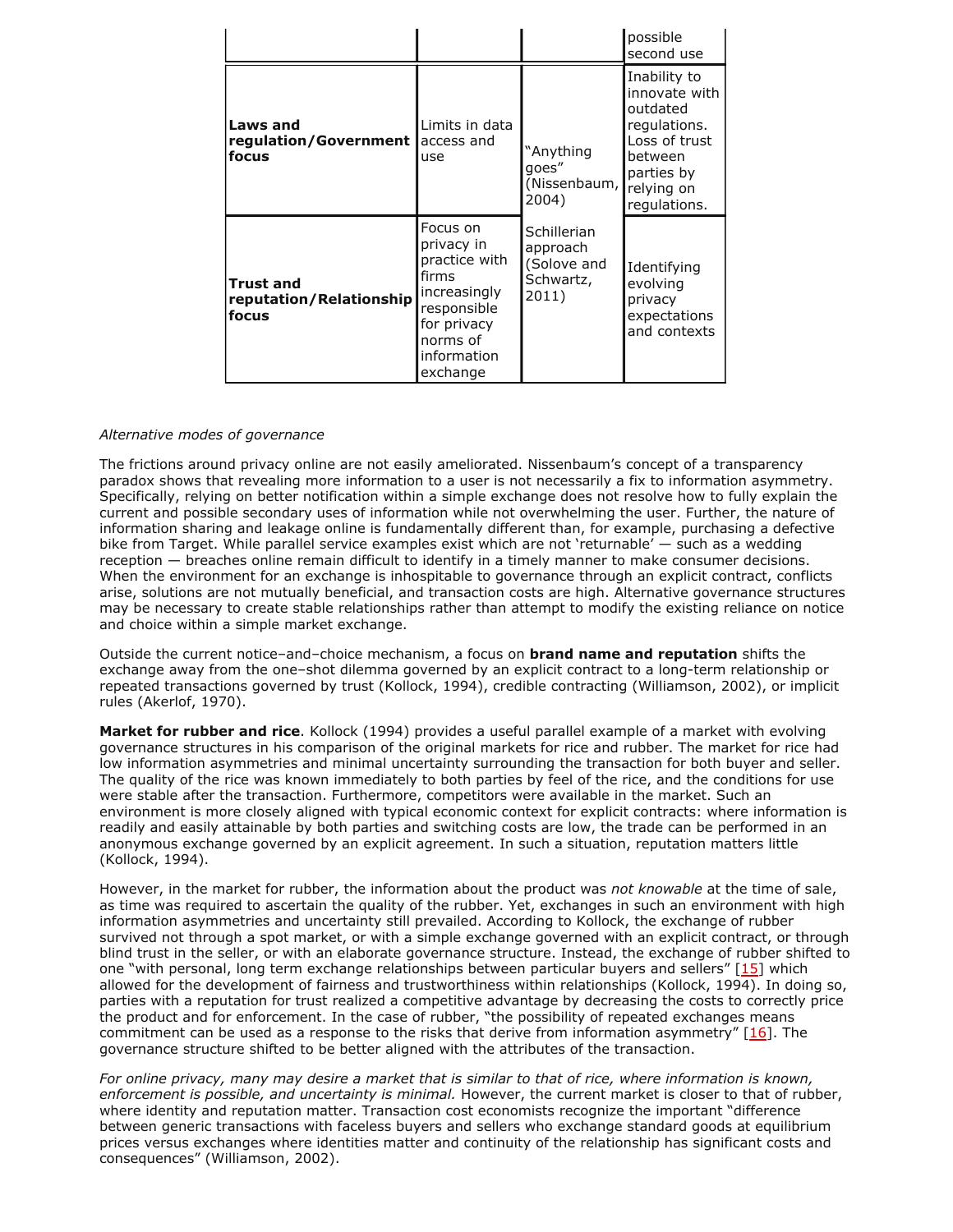| | | | possible second use |
|---|---|---|---|
| **Laws and regulation/Government focus** | Limits in data access and use | "Anything goes" (Nissenbaum, 2004) | Inability to innovate with outdated regulations. Loss of trust between parties by relying on regulations. |
| **Trust and reputation/Relationship focus** | Focus on privacy in practice with firms increasingly responsible for privacy norms of information exchange | Schillerian approach (Solove and Schwartz, 2011) | Identifying evolving privacy expectations and contexts |

*Alternative modes of governance*

The frictions around privacy online are not easily ameliorated. Nissenbaum's concept of a transparency paradox shows that revealing more information to a user is not necessarily a fix to information asymmetry. Specifically, relying on better notification within a simple exchange does not resolve how to fully explain the current and possible secondary uses of information while not overwhelming the user. Further, the nature of information sharing and leakage online is fundamentally different than, for example, purchasing a defective bike from Target. While parallel service examples exist which are not 'returnable' — such as a wedding reception — breaches online remain difficult to identify in a timely manner to make consumer decisions. When the environment for an exchange is inhospitable to governance through an explicit contract, conflicts arise, solutions are not mutually beneficial, and transaction costs are high. Alternative governance structures may be necessary to create stable relationships rather than attempt to modify the existing reliance on notice and choice within a simple market exchange.

Outside the current notice–and–choice mechanism, a focus on **brand name and reputation** shifts the exchange away from the one–shot dilemma governed by an explicit contract to a long-term relationship or repeated transactions governed by trust (Kollock, 1994), credible contracting (Williamson, 2002), or implicit rules (Akerlof, 1970).

**Market for rubber and rice**. Kollock (1994) provides a useful parallel example of a market with evolving governance structures in his comparison of the original markets for rice and rubber. The market for rice had low information asymmetries and minimal uncertainty surrounding the transaction for both buyer and seller. The quality of the rice was known immediately to both parties by feel of the rice, and the conditions for use were stable after the transaction. Furthermore, competitors were available in the market. Such an environment is more closely aligned with typical economic context for explicit contracts: where information is readily and easily attainable by both parties and switching costs are low, the trade can be performed in an anonymous exchange governed by an explicit agreement. In such a situation, reputation matters little (Kollock, 1994).

However, in the market for rubber, the information about the product was *not knowable* at the time of sale, as time was required to ascertain the quality of the rubber. Yet, exchanges in such an environment with high information asymmetries and uncertainty still prevailed. According to Kollock, the exchange of rubber survived not through a spot market, or with a simple exchange governed with an explicit contract, or through blind trust in the seller, or with an elaborate governance structure. Instead, the exchange of rubber shifted to one "with personal, long term exchange relationships between particular buyers and sellers" [15] which allowed for the development of fairness and trustworthiness within relationships (Kollock, 1994). In doing so, parties with a reputation for trust realized a competitive advantage by decreasing the costs to correctly price the product and for enforcement. In the case of rubber, "the possibility of repeated exchanges means commitment can be used as a response to the risks that derive from information asymmetry" [16]. The governance structure shifted to be better aligned with the attributes of the transaction.

*For online privacy, many may desire a market that is similar to that of rice, where information is known, enforcement is possible, and uncertainty is minimal.* However, the current market is closer to that of rubber, where identity and reputation matter. Transaction cost economists recognize the important "difference between generic transactions with faceless buyers and sellers who exchange standard goods at equilibrium prices versus exchanges where identities matter and continuity of the relationship has significant costs and consequences" (Williamson, 2002).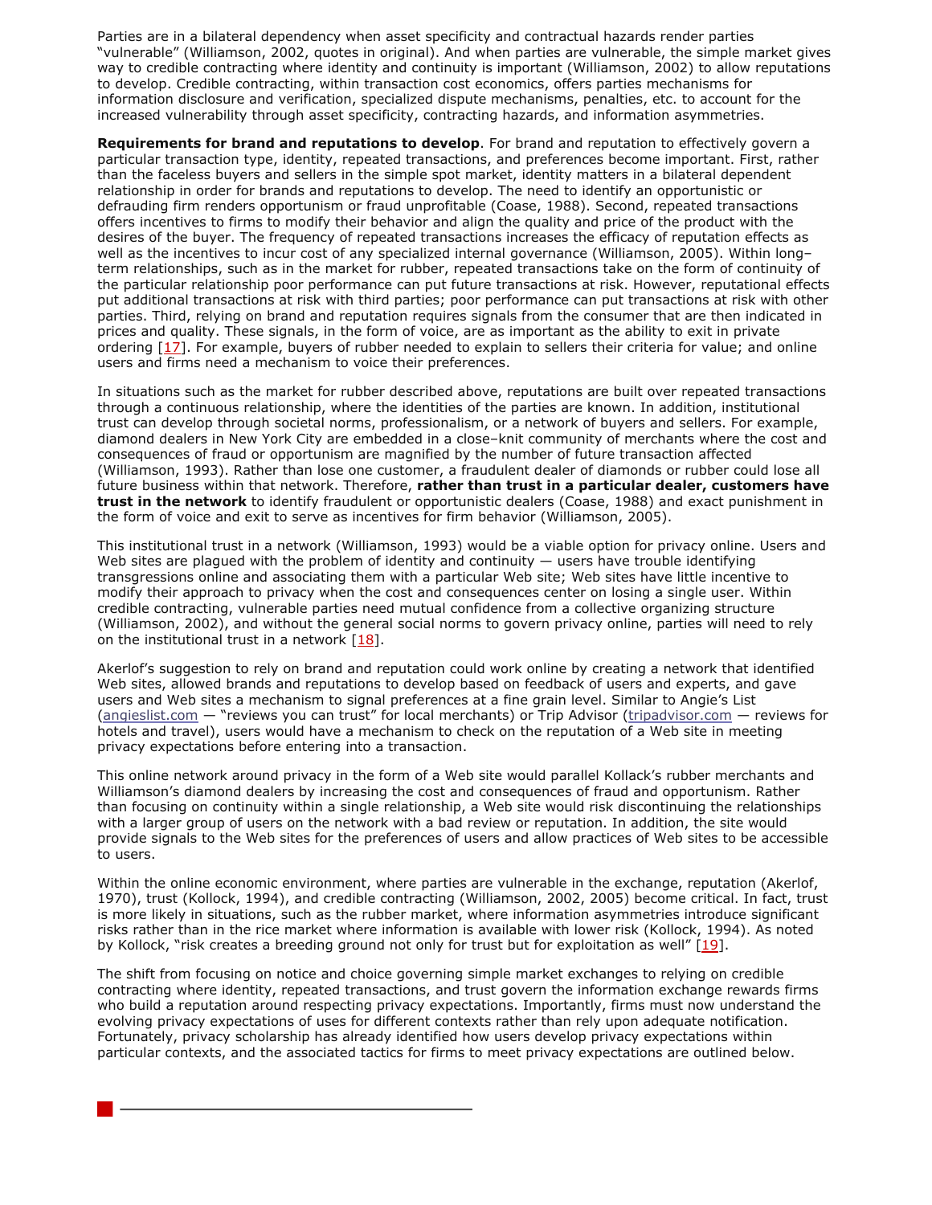Parties are in a bilateral dependency when asset specificity and contractual hazards render parties "vulnerable" (Williamson, 2002, quotes in original). And when parties are vulnerable, the simple market gives way to credible contracting where identity and continuity is important (Williamson, 2002) to allow reputations to develop. Credible contracting, within transaction cost economics, offers parties mechanisms for information disclosure and verification, specialized dispute mechanisms, penalties, etc. to account for the increased vulnerability through asset specificity, contracting hazards, and information asymmetries.

**Requirements for brand and reputations to develop**. For brand and reputation to effectively govern a particular transaction type, identity, repeated transactions, and preferences become important. First, rather than the faceless buyers and sellers in the simple spot market, identity matters in a bilateral dependent relationship in order for brands and reputations to develop. The need to identify an opportunistic or defrauding firm renders opportunism or fraud unprofitable (Coase, 1988). Second, repeated transactions offers incentives to firms to modify their behavior and align the quality and price of the product with the desires of the buyer. The frequency of repeated transactions increases the efficacy of reputation effects as well as the incentives to incur cost of any specialized internal governance (Williamson, 2005). Within long–term relationships, such as in the market for rubber, repeated transactions take on the form of continuity of the particular relationship poor performance can put future transactions at risk. However, reputational effects put additional transactions at risk with third parties; poor performance can put transactions at risk with other parties. Third, relying on brand and reputation requires signals from the consumer that are then indicated in prices and quality. These signals, in the form of voice, are as important as the ability to exit in private ordering [17]. For example, buyers of rubber needed to explain to sellers their criteria for value; and online users and firms need a mechanism to voice their preferences.

In situations such as the market for rubber described above, reputations are built over repeated transactions through a continuous relationship, where the identities of the parties are known. In addition, institutional trust can develop through societal norms, professionalism, or a network of buyers and sellers. For example, diamond dealers in New York City are embedded in a close–knit community of merchants where the cost and consequences of fraud or opportunism are magnified by the number of future transaction affected (Williamson, 1993). Rather than lose one customer, a fraudulent dealer of diamonds or rubber could lose all future business within that network. Therefore, **rather than trust in a particular dealer, customers have trust in the network** to identify fraudulent or opportunistic dealers (Coase, 1988) and exact punishment in the form of voice and exit to serve as incentives for firm behavior (Williamson, 2005).

This institutional trust in a network (Williamson, 1993) would be a viable option for privacy online. Users and Web sites are plagued with the problem of identity and continuity — users have trouble identifying transgressions online and associating them with a particular Web site; Web sites have little incentive to modify their approach to privacy when the cost and consequences center on losing a single user. Within credible contracting, vulnerable parties need mutual confidence from a collective organizing structure (Williamson, 2002), and without the general social norms to govern privacy online, parties will need to rely on the institutional trust in a network [18].

Akerlof's suggestion to rely on brand and reputation could work online by creating a network that identified Web sites, allowed brands and reputations to develop based on feedback of users and experts, and gave users and Web sites a mechanism to signal preferences at a fine grain level. Similar to Angie's List (angieslist.com — "reviews you can trust" for local merchants) or Trip Advisor (tripadvisor.com — reviews for hotels and travel), users would have a mechanism to check on the reputation of a Web site in meeting privacy expectations before entering into a transaction.

This online network around privacy in the form of a Web site would parallel Kollack's rubber merchants and Williamson's diamond dealers by increasing the cost and consequences of fraud and opportunism. Rather than focusing on continuity within a single relationship, a Web site would risk discontinuing the relationships with a larger group of users on the network with a bad review or reputation. In addition, the site would provide signals to the Web sites for the preferences of users and allow practices of Web sites to be accessible to users.

Within the online economic environment, where parties are vulnerable in the exchange, reputation (Akerlof, 1970), trust (Kollock, 1994), and credible contracting (Williamson, 2002, 2005) become critical. In fact, trust is more likely in situations, such as the rubber market, where information asymmetries introduce significant risks rather than in the rice market where information is available with lower risk (Kollock, 1994). As noted by Kollock, "risk creates a breeding ground not only for trust but for exploitation as well" [19].

The shift from focusing on notice and choice governing simple market exchanges to relying on credible contracting where identity, repeated transactions, and trust govern the information exchange rewards firms who build a reputation around respecting privacy expectations. Importantly, firms must now understand the evolving privacy expectations of uses for different contexts rather than rely upon adequate notification. Fortunately, privacy scholarship has already identified how users develop privacy expectations within particular contexts, and the associated tactics for firms to meet privacy expectations are outlined below.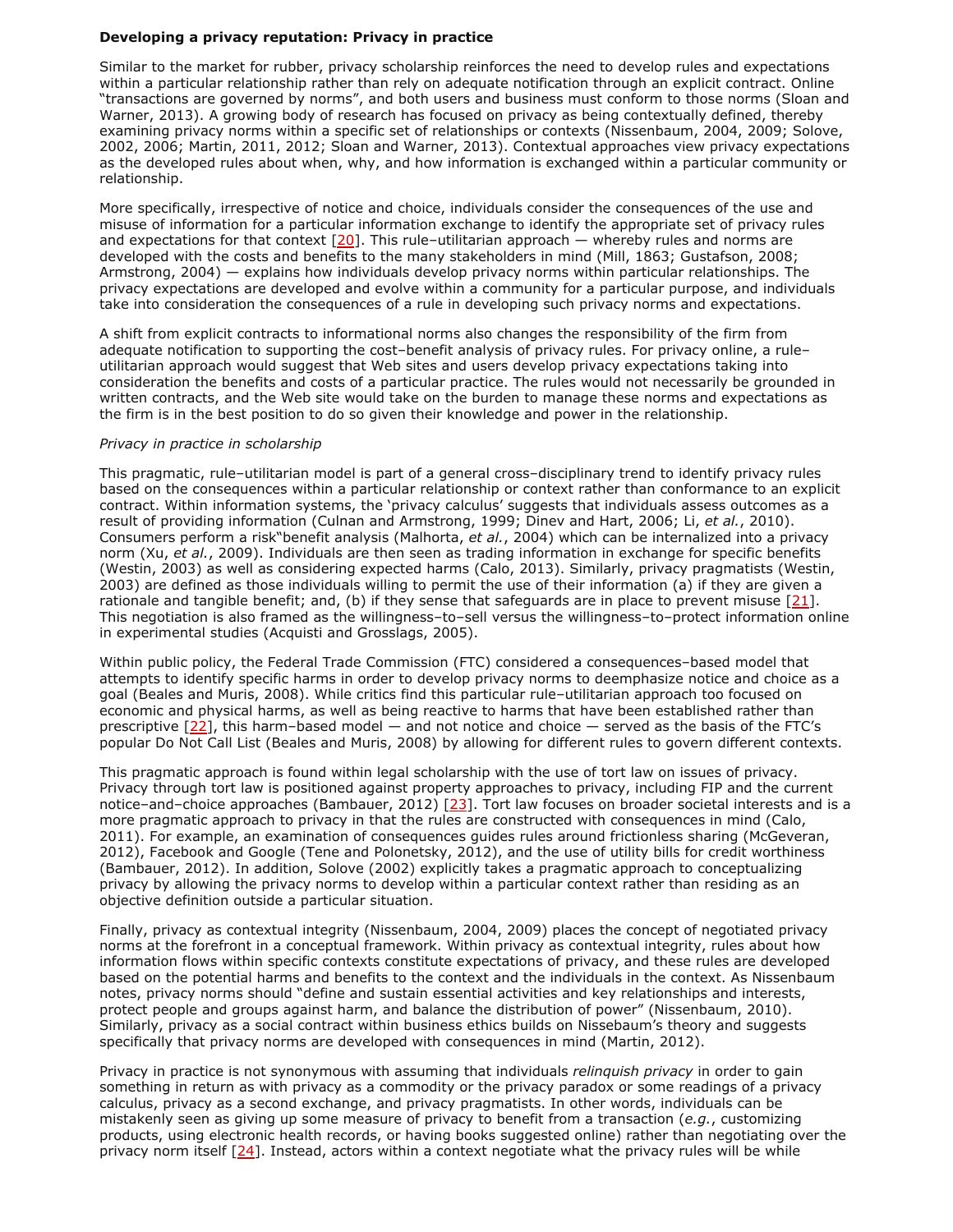**Developing a privacy reputation: Privacy in practice**

Similar to the market for rubber, privacy scholarship reinforces the need to develop rules and expectations within a particular relationship rather than rely on adequate notification through an explicit contract. Online "transactions are governed by norms", and both users and business must conform to those norms (Sloan and Warner, 2013). A growing body of research has focused on privacy as being contextually defined, thereby examining privacy norms within a specific set of relationships or contexts (Nissenbaum, 2004, 2009; Solove, 2002, 2006; Martin, 2011, 2012; Sloan and Warner, 2013). Contextual approaches view privacy expectations as the developed rules about when, why, and how information is exchanged within a particular community or relationship.

More specifically, irrespective of notice and choice, individuals consider the consequences of the use and misuse of information for a particular information exchange to identify the appropriate set of privacy rules and expectations for that context [20]. This rule–utilitarian approach — whereby rules and norms are developed with the costs and benefits to the many stakeholders in mind (Mill, 1863; Gustafson, 2008; Armstrong, 2004) — explains how individuals develop privacy norms within particular relationships. The privacy expectations are developed and evolve within a community for a particular purpose, and individuals take into consideration the consequences of a rule in developing such privacy norms and expectations.

A shift from explicit contracts to informational norms also changes the responsibility of the firm from adequate notification to supporting the cost–benefit analysis of privacy rules. For privacy online, a rule–utilitarian approach would suggest that Web sites and users develop privacy expectations taking into consideration the benefits and costs of a particular practice. The rules would not necessarily be grounded in written contracts, and the Web site would take on the burden to manage these norms and expectations as the firm is in the best position to do so given their knowledge and power in the relationship.

*Privacy in practice in scholarship*

This pragmatic, rule–utilitarian model is part of a general cross–disciplinary trend to identify privacy rules based on the consequences within a particular relationship or context rather than conformance to an explicit contract. Within information systems, the 'privacy calculus' suggests that individuals assess outcomes as a result of providing information (Culnan and Armstrong, 1999; Dinev and Hart, 2006; Li, *et al.*, 2010). Consumers perform a risk"benefit analysis (Malhorta, *et al.*, 2004) which can be internalized into a privacy norm (Xu, *et al.*, 2009). Individuals are then seen as trading information in exchange for specific benefits (Westin, 2003) as well as considering expected harms (Calo, 2013). Similarly, privacy pragmatists (Westin, 2003) are defined as those individuals willing to permit the use of their information (a) if they are given a rationale and tangible benefit; and, (b) if they sense that safeguards are in place to prevent misuse [21]. This negotiation is also framed as the willingness–to–sell versus the willingness–to–protect information online in experimental studies (Acquisti and Grosslags, 2005).

Within public policy, the Federal Trade Commission (FTC) considered a consequences–based model that attempts to identify specific harms in order to develop privacy norms to deemphasize notice and choice as a goal (Beales and Muris, 2008). While critics find this particular rule–utilitarian approach too focused on economic and physical harms, as well as being reactive to harms that have been established rather than prescriptive [22], this harm–based model — and not notice and choice — served as the basis of the FTC's popular Do Not Call List (Beales and Muris, 2008) by allowing for different rules to govern different contexts.

This pragmatic approach is found within legal scholarship with the use of tort law on issues of privacy. Privacy through tort law is positioned against property approaches to privacy, including FIP and the current notice–and–choice approaches (Bambauer, 2012) [23]. Tort law focuses on broader societal interests and is a more pragmatic approach to privacy in that the rules are constructed with consequences in mind (Calo, 2011). For example, an examination of consequences guides rules around frictionless sharing (McGeveran, 2012), Facebook and Google (Tene and Polonetsky, 2012), and the use of utility bills for credit worthiness (Bambauer, 2012). In addition, Solove (2002) explicitly takes a pragmatic approach to conceptualizing privacy by allowing the privacy norms to develop within a particular context rather than residing as an objective definition outside a particular situation.

Finally, privacy as contextual integrity (Nissenbaum, 2004, 2009) places the concept of negotiated privacy norms at the forefront in a conceptual framework. Within privacy as contextual integrity, rules about how information flows within specific contexts constitute expectations of privacy, and these rules are developed based on the potential harms and benefits to the context and the individuals in the context. As Nissenbaum notes, privacy norms should "define and sustain essential activities and key relationships and interests, protect people and groups against harm, and balance the distribution of power" (Nissenbaum, 2010). Similarly, privacy as a social contract within business ethics builds on Nissebaum's theory and suggests specifically that privacy norms are developed with consequences in mind (Martin, 2012).

Privacy in practice is not synonymous with assuming that individuals *relinquish privacy* in order to gain something in return as with privacy as a commodity or the privacy paradox or some readings of a privacy calculus, privacy as a second exchange, and privacy pragmatists. In other words, individuals can be mistakenly seen as giving up some measure of privacy to benefit from a transaction (*e.g.*, customizing products, using electronic health records, or having books suggested online) rather than negotiating over the privacy norm itself [24]. Instead, actors within a context negotiate what the privacy rules will be while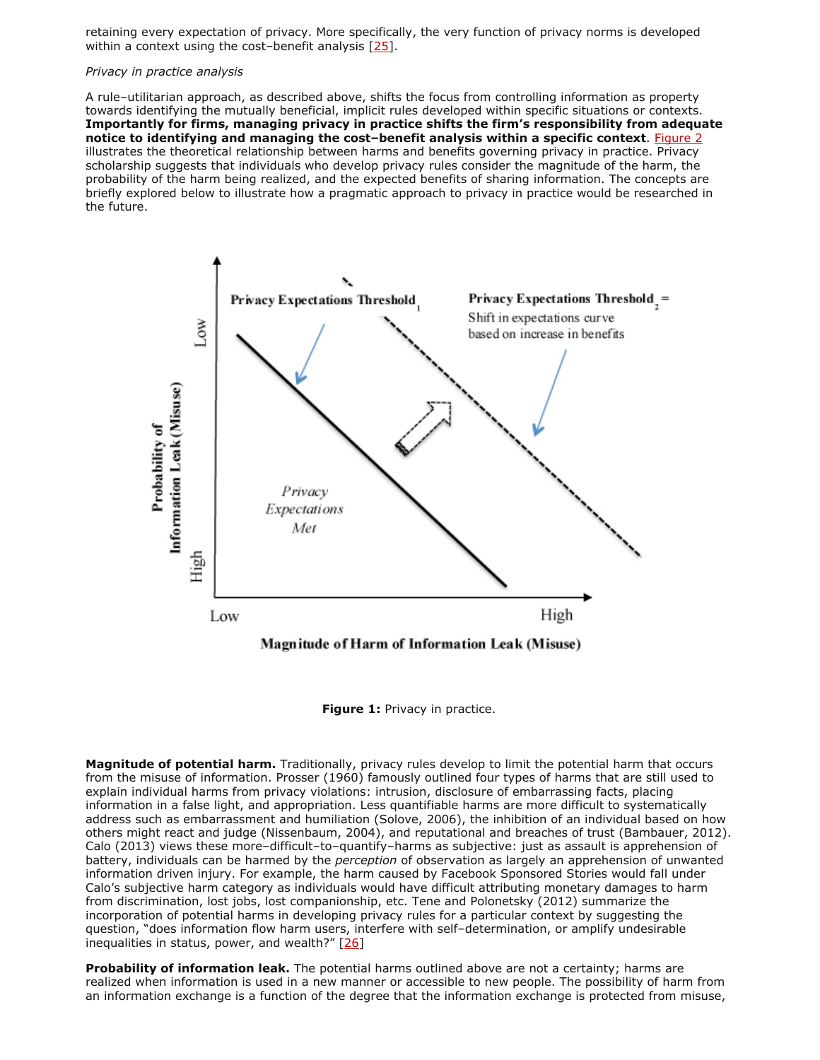retaining every expectation of privacy. More specifically, the very function of privacy norms is developed within a context using the cost–benefit analysis [25].

*Privacy in practice analysis*

A rule–utilitarian approach, as described above, shifts the focus from controlling information as property towards identifying the mutually beneficial, implicit rules developed within specific situations or contexts. **Importantly for firms, managing privacy in practice shifts the firm's responsibility from adequate notice to identifying and managing the cost–benefit analysis within a specific context**. Figure 2 illustrates the theoretical relationship between harms and benefits governing privacy in practice. Privacy scholarship suggests that individuals who develop privacy rules consider the magnitude of the harm, the probability of the harm being realized, and the expected benefits of sharing information. The concepts are briefly explored below to illustrate how a pragmatic approach to privacy in practice would be researched in the future.

**Figure 1:** Privacy in practice.

**Magnitude of potential harm.** Traditionally, privacy rules develop to limit the potential harm that occurs from the misuse of information. Prosser (1960) famously outlined four types of harms that are still used to explain individual harms from privacy violations: intrusion, disclosure of embarrassing facts, placing information in a false light, and appropriation. Less quantifiable harms are more difficult to systematically address such as embarrassment and humiliation (Solove, 2006), the inhibition of an individual based on how others might react and judge (Nissenbaum, 2004), and reputational and breaches of trust (Bambauer, 2012). Calo (2013) views these more–difficult–to–quantify–harms as subjective: just as assault is apprehension of battery, individuals can be harmed by the *perception* of observation as largely an apprehension of unwanted information driven injury. For example, the harm caused by Facebook Sponsored Stories would fall under Calo's subjective harm category as individuals would have difficult attributing monetary damages to harm from discrimination, lost jobs, lost companionship, etc. Tene and Polonetsky (2012) summarize the incorporation of potential harms in developing privacy rules for a particular context by suggesting the question, "does information flow harm users, interfere with self–determination, or amplify undesirable inequalities in status, power, and wealth?" [26]

**Probability of information leak.** The potential harms outlined above are not a certainty; harms are realized when information is used in a new manner or accessible to new people. The possibility of harm from an information exchange is a function of the degree that the information exchange is protected from misuse,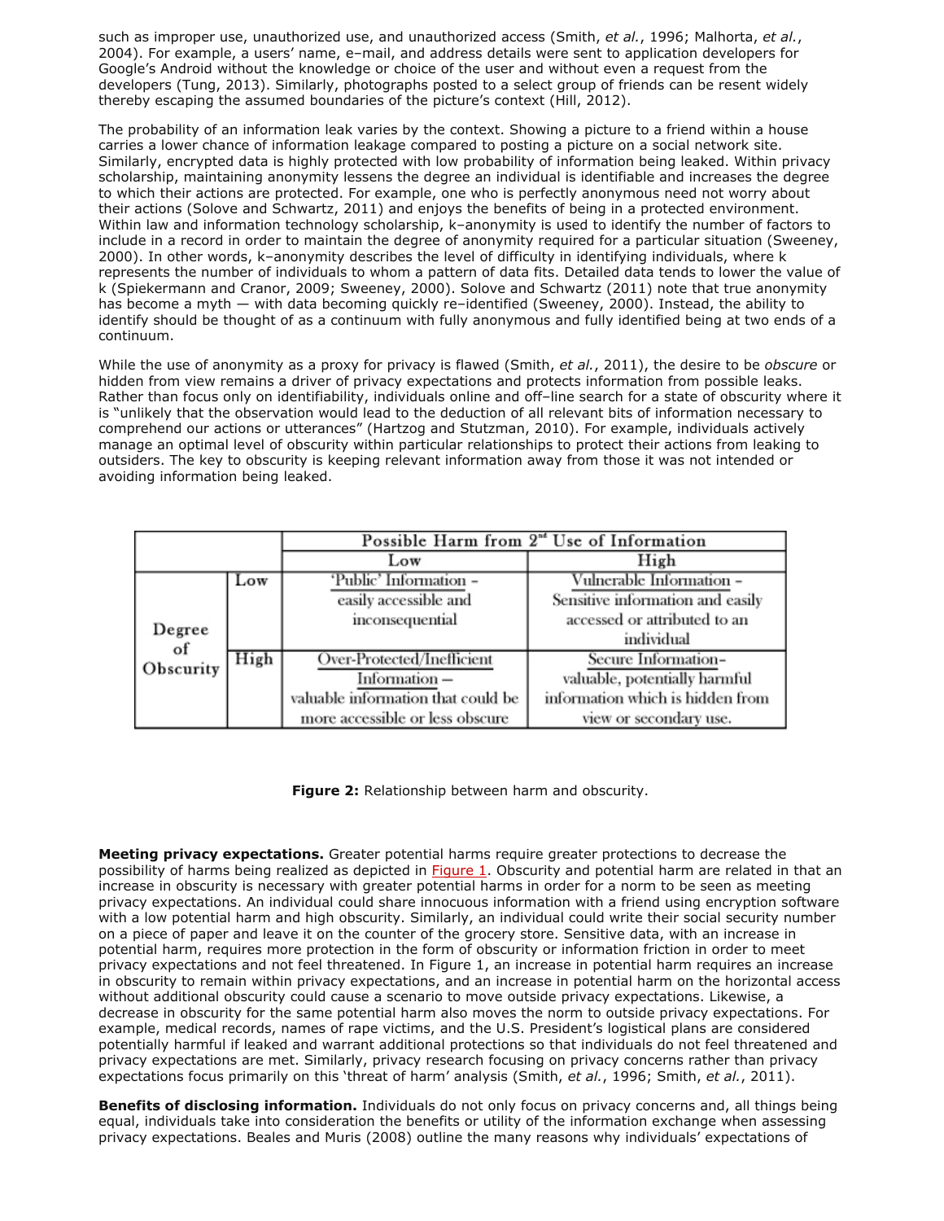such as improper use, unauthorized use, and unauthorized access (Smith, *et al.*, 1996; Malhorta, *et al.*, 2004). For example, a users' name, e–mail, and address details were sent to application developers for Google's Android without the knowledge or choice of the user and without even a request from the developers (Tung, 2013). Similarly, photographs posted to a select group of friends can be resent widely thereby escaping the assumed boundaries of the picture's context (Hill, 2012).

The probability of an information leak varies by the context. Showing a picture to a friend within a house carries a lower chance of information leakage compared to posting a picture on a social network site. Similarly, encrypted data is highly protected with low probability of information being leaked. Within privacy scholarship, maintaining anonymity lessens the degree an individual is identifiable and increases the degree to which their actions are protected. For example, one who is perfectly anonymous need not worry about their actions (Solove and Schwartz, 2011) and enjoys the benefits of being in a protected environment. Within law and information technology scholarship, k–anonymity is used to identify the number of factors to include in a record in order to maintain the degree of anonymity required for a particular situation (Sweeney, 2000). In other words, k–anonymity describes the level of difficulty in identifying individuals, where k represents the number of individuals to whom a pattern of data fits. Detailed data tends to lower the value of k (Spiekermann and Cranor, 2009; Sweeney, 2000). Solove and Schwartz (2011) note that true anonymity has become a myth — with data becoming quickly re–identified (Sweeney, 2000). Instead, the ability to identify should be thought of as a continuum with fully anonymous and fully identified being at two ends of a continuum.

While the use of anonymity as a proxy for privacy is flawed (Smith, *et al.*, 2011), the desire to be *obscure* or hidden from view remains a driver of privacy expectations and protects information from possible leaks. Rather than focus only on identifiability, individuals online and off–line search for a state of obscurity where it is "unlikely that the observation would lead to the deduction of all relevant bits of information necessary to comprehend our actions or utterances" (Hartzog and Stutzman, 2010). For example, individuals actively manage an optimal level of obscurity within particular relationships to protect their actions from leaking to outsiders. The key to obscurity is keeping relevant information away from those it was not intended or avoiding information being leaked.

| | | Possible Harm from 2nd Use of Information | |
|---|---|---|---|
| | | Low | High |
| Degree of Obscurity | Low | 'Public' Information – easily accessible and inconsequential | Vulnerable Information – Sensitive information and easily accessed or attributed to an individual |
| | High | Over-Protected/Inefficient Information – valuable information that could be more accessible or less obscure | Secure Information– valuable, potentially harmful information which is hidden from view or secondary use. |

**Figure 2:** Relationship between harm and obscurity.

**Meeting privacy expectations.** Greater potential harms require greater protections to decrease the possibility of harms being realized as depicted in Figure 1. Obscurity and potential harm are related in that an increase in obscurity is necessary with greater potential harms in order for a norm to be seen as meeting privacy expectations. An individual could share innocuous information with a friend using encryption software with a low potential harm and high obscurity. Similarly, an individual could write their social security number on a piece of paper and leave it on the counter of the grocery store. Sensitive data, with an increase in potential harm, requires more protection in the form of obscurity or information friction in order to meet privacy expectations and not feel threatened. In Figure 1, an increase in potential harm requires an increase in obscurity to remain within privacy expectations, and an increase in potential harm on the horizontal access without additional obscurity could cause a scenario to move outside privacy expectations. Likewise, a decrease in obscurity for the same potential harm also moves the norm to outside privacy expectations. For example, medical records, names of rape victims, and the U.S. President's logistical plans are considered potentially harmful if leaked and warrant additional protections so that individuals do not feel threatened and privacy expectations are met. Similarly, privacy research focusing on privacy concerns rather than privacy expectations focus primarily on this 'threat of harm' analysis (Smith, *et al.*, 1996; Smith, *et al.*, 2011).

**Benefits of disclosing information.** Individuals do not only focus on privacy concerns and, all things being equal, individuals take into consideration the benefits or utility of the information exchange when assessing privacy expectations. Beales and Muris (2008) outline the many reasons why individuals' expectations of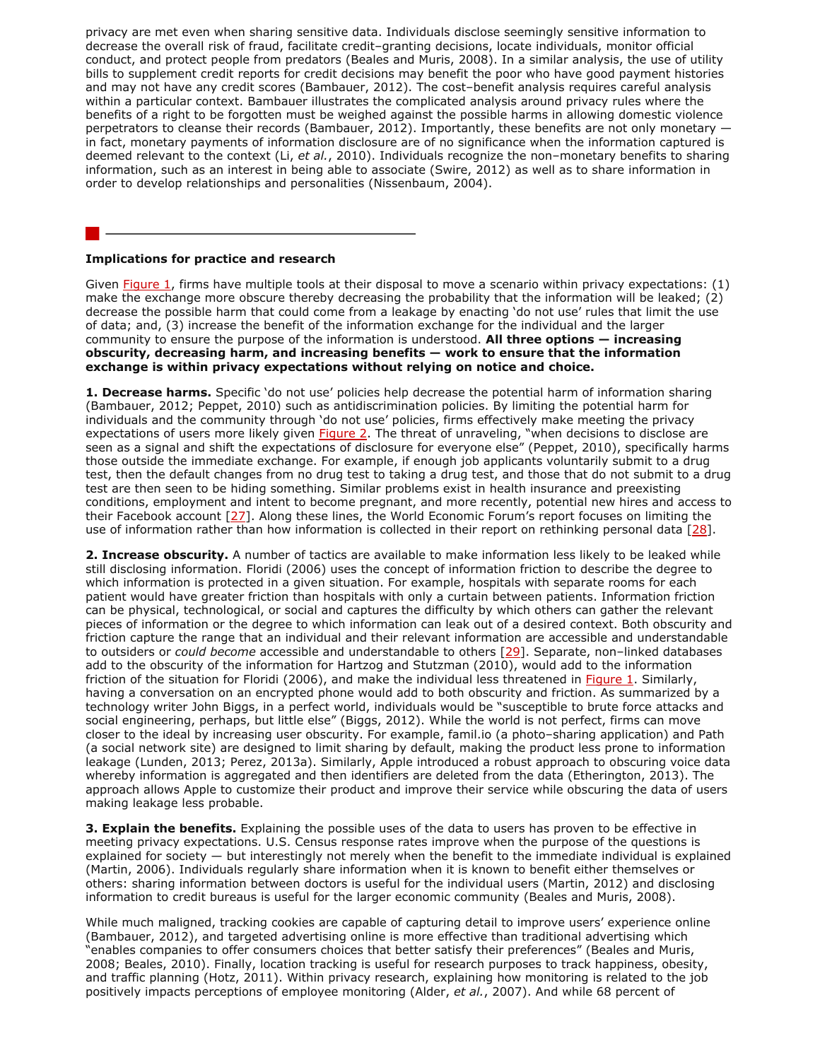privacy are met even when sharing sensitive data. Individuals disclose seemingly sensitive information to decrease the overall risk of fraud, facilitate credit–granting decisions, locate individuals, monitor official conduct, and protect people from predators (Beales and Muris, 2008). In a similar analysis, the use of utility bills to supplement credit reports for credit decisions may benefit the poor who have good payment histories and may not have any credit scores (Bambauer, 2012). The cost–benefit analysis requires careful analysis within a particular context. Bambauer illustrates the complicated analysis around privacy rules where the benefits of a right to be forgotten must be weighed against the possible harms in allowing domestic violence perpetrators to cleanse their records (Bambauer, 2012). Importantly, these benefits are not only monetary — in fact, monetary payments of information disclosure are of no significance when the information captured is deemed relevant to the context (Li, *et al.*, 2010). Individuals recognize the non–monetary benefits to sharing information, such as an interest in being able to associate (Swire, 2012) as well as to share information in order to develop relationships and personalities (Nissenbaum, 2004).

## Implications for practice and research

Given Figure 1, firms have multiple tools at their disposal to move a scenario within privacy expectations: (1) make the exchange more obscure thereby decreasing the probability that the information will be leaked; (2) decrease the possible harm that could come from a leakage by enacting 'do not use' rules that limit the use of data; and, (3) increase the benefit of the information exchange for the individual and the larger community to ensure the purpose of the information is understood. **All three options — increasing obscurity, decreasing harm, and increasing benefits — work to ensure that the information exchange is within privacy expectations without relying on notice and choice.**

**1. Decrease harms.** Specific 'do not use' policies help decrease the potential harm of information sharing (Bambauer, 2012; Peppet, 2010) such as antidiscrimination policies. By limiting the potential harm for individuals and the community through 'do not use' policies, firms effectively make meeting the privacy expectations of users more likely given Figure 2. The threat of unraveling, "when decisions to disclose are seen as a signal and shift the expectations of disclosure for everyone else" (Peppet, 2010), specifically harms those outside the immediate exchange. For example, if enough job applicants voluntarily submit to a drug test, then the default changes from no drug test to taking a drug test, and those that do not submit to a drug test are then seen to be hiding something. Similar problems exist in health insurance and preexisting conditions, employment and intent to become pregnant, and more recently, potential new hires and access to their Facebook account [27]. Along these lines, the World Economic Forum's report focuses on limiting the use of information rather than how information is collected in their report on rethinking personal data [28].

**2. Increase obscurity.** A number of tactics are available to make information less likely to be leaked while still disclosing information. Floridi (2006) uses the concept of information friction to describe the degree to which information is protected in a given situation. For example, hospitals with separate rooms for each patient would have greater friction than hospitals with only a curtain between patients. Information friction can be physical, technological, or social and captures the difficulty by which others can gather the relevant pieces of information or the degree to which information can leak out of a desired context. Both obscurity and friction capture the range that an individual and their relevant information are accessible and understandable to outsiders or *could become* accessible and understandable to others [29]. Separate, non–linked databases add to the obscurity of the information for Hartzog and Stutzman (2010), would add to the information friction of the situation for Floridi (2006), and make the individual less threatened in Figure 1. Similarly, having a conversation on an encrypted phone would add to both obscurity and friction. As summarized by a technology writer John Biggs, in a perfect world, individuals would be "susceptible to brute force attacks and social engineering, perhaps, but little else" (Biggs, 2012). While the world is not perfect, firms can move closer to the ideal by increasing user obscurity. For example, famil.io (a photo–sharing application) and Path (a social network site) are designed to limit sharing by default, making the product less prone to information leakage (Lunden, 2013; Perez, 2013a). Similarly, Apple introduced a robust approach to obscuring voice data whereby information is aggregated and then identifiers are deleted from the data (Etherington, 2013). The approach allows Apple to customize their product and improve their service while obscuring the data of users making leakage less probable.

**3. Explain the benefits.** Explaining the possible uses of the data to users has proven to be effective in meeting privacy expectations. U.S. Census response rates improve when the purpose of the questions is explained for society — but interestingly not merely when the benefit to the immediate individual is explained (Martin, 2006). Individuals regularly share information when it is known to benefit either themselves or others: sharing information between doctors is useful for the individual users (Martin, 2012) and disclosing information to credit bureaus is useful for the larger economic community (Beales and Muris, 2008).

While much maligned, tracking cookies are capable of capturing detail to improve users' experience online (Bambauer, 2012), and targeted advertising online is more effective than traditional advertising which "enables companies to offer consumers choices that better satisfy their preferences" (Beales and Muris, 2008; Beales, 2010). Finally, location tracking is useful for research purposes to track happiness, obesity, and traffic planning (Hotz, 2011). Within privacy research, explaining how monitoring is related to the job positively impacts perceptions of employee monitoring (Alder, *et al.*, 2007). And while 68 percent of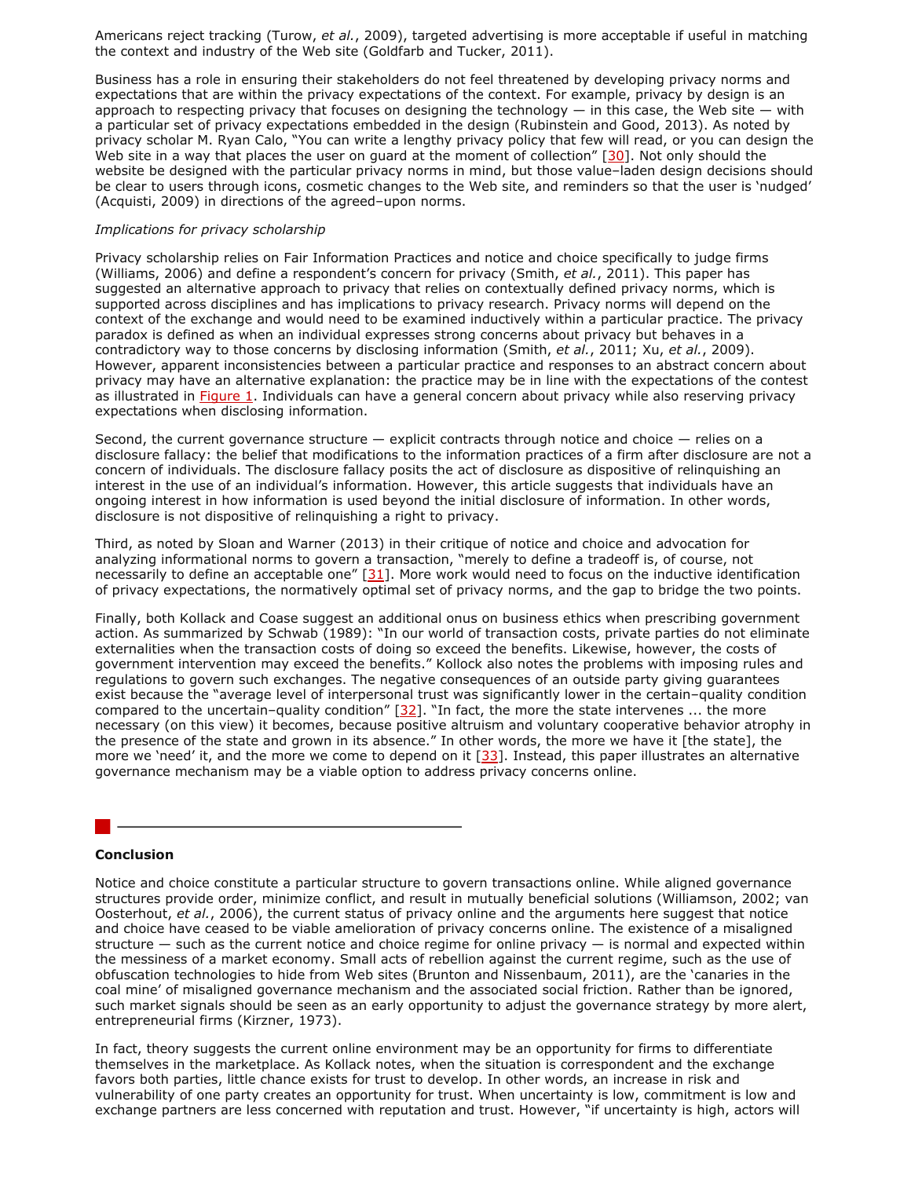Americans reject tracking (Turow, *et al.*, 2009), targeted advertising is more acceptable if useful in matching the context and industry of the Web site (Goldfarb and Tucker, 2011).

Business has a role in ensuring their stakeholders do not feel threatened by developing privacy norms and expectations that are within the privacy expectations of the context. For example, privacy by design is an approach to respecting privacy that focuses on designing the technology — in this case, the Web site — with a particular set of privacy expectations embedded in the design (Rubinstein and Good, 2013). As noted by privacy scholar M. Ryan Calo, "You can write a lengthy privacy policy that few will read, or you can design the Web site in a way that places the user on guard at the moment of collection" [30]. Not only should the website be designed with the particular privacy norms in mind, but those value–laden design decisions should be clear to users through icons, cosmetic changes to the Web site, and reminders so that the user is 'nudged' (Acquisti, 2009) in directions of the agreed–upon norms.

*Implications for privacy scholarship*

Privacy scholarship relies on Fair Information Practices and notice and choice specifically to judge firms (Williams, 2006) and define a respondent's concern for privacy (Smith, *et al.*, 2011). This paper has suggested an alternative approach to privacy that relies on contextually defined privacy norms, which is supported across disciplines and has implications to privacy research. Privacy norms will depend on the context of the exchange and would need to be examined inductively within a particular practice. The privacy paradox is defined as when an individual expresses strong concerns about privacy but behaves in a contradictory way to those concerns by disclosing information (Smith, *et al.*, 2011; Xu, *et al.*, 2009). However, apparent inconsistencies between a particular practice and responses to an abstract concern about privacy may have an alternative explanation: the practice may be in line with the expectations of the contest as illustrated in Figure 1. Individuals can have a general concern about privacy while also reserving privacy expectations when disclosing information.

Second, the current governance structure — explicit contracts through notice and choice — relies on a disclosure fallacy: the belief that modifications to the information practices of a firm after disclosure are not a concern of individuals. The disclosure fallacy posits the act of disclosure as dispositive of relinquishing an interest in the use of an individual's information. However, this article suggests that individuals have an ongoing interest in how information is used beyond the initial disclosure of information. In other words, disclosure is not dispositive of relinquishing a right to privacy.

Third, as noted by Sloan and Warner (2013) in their critique of notice and choice and advocation for analyzing informational norms to govern a transaction, "merely to define a tradeoff is, of course, not necessarily to define an acceptable one" [31]. More work would need to focus on the inductive identification of privacy expectations, the normatively optimal set of privacy norms, and the gap to bridge the two points.

Finally, both Kollack and Coase suggest an additional onus on business ethics when prescribing government action. As summarized by Schwab (1989): "In our world of transaction costs, private parties do not eliminate externalities when the transaction costs of doing so exceed the benefits. Likewise, however, the costs of government intervention may exceed the benefits." Kollock also notes the problems with imposing rules and regulations to govern such exchanges. The negative consequences of an outside party giving guarantees exist because the "average level of interpersonal trust was significantly lower in the certain–quality condition compared to the uncertain–quality condition" [32]. "In fact, the more the state intervenes ... the more necessary (on this view) it becomes, because positive altruism and voluntary cooperative behavior atrophy in the presence of the state and grown in its absence." In other words, the more we have it [the state], the more we 'need' it, and the more we come to depend on it [33]. Instead, this paper illustrates an alternative governance mechanism may be a viable option to address privacy concerns online.

## Conclusion

Notice and choice constitute a particular structure to govern transactions online. While aligned governance structures provide order, minimize conflict, and result in mutually beneficial solutions (Williamson, 2002; van Oosterhout, *et al.*, 2006), the current status of privacy online and the arguments here suggest that notice and choice have ceased to be viable amelioration of privacy concerns online. The existence of a misaligned structure — such as the current notice and choice regime for online privacy — is normal and expected within the messiness of a market economy. Small acts of rebellion against the current regime, such as the use of obfuscation technologies to hide from Web sites (Brunton and Nissenbaum, 2011), are the 'canaries in the coal mine' of misaligned governance mechanism and the associated social friction. Rather than be ignored, such market signals should be seen as an early opportunity to adjust the governance strategy by more alert, entrepreneurial firms (Kirzner, 1973).

In fact, theory suggests the current online environment may be an opportunity for firms to differentiate themselves in the marketplace. As Kollack notes, when the situation is correspondent and the exchange favors both parties, little chance exists for trust to develop. In other words, an increase in risk and vulnerability of one party creates an opportunity for trust. When uncertainty is low, commitment is low and exchange partners are less concerned with reputation and trust. However, "if uncertainty is high, actors will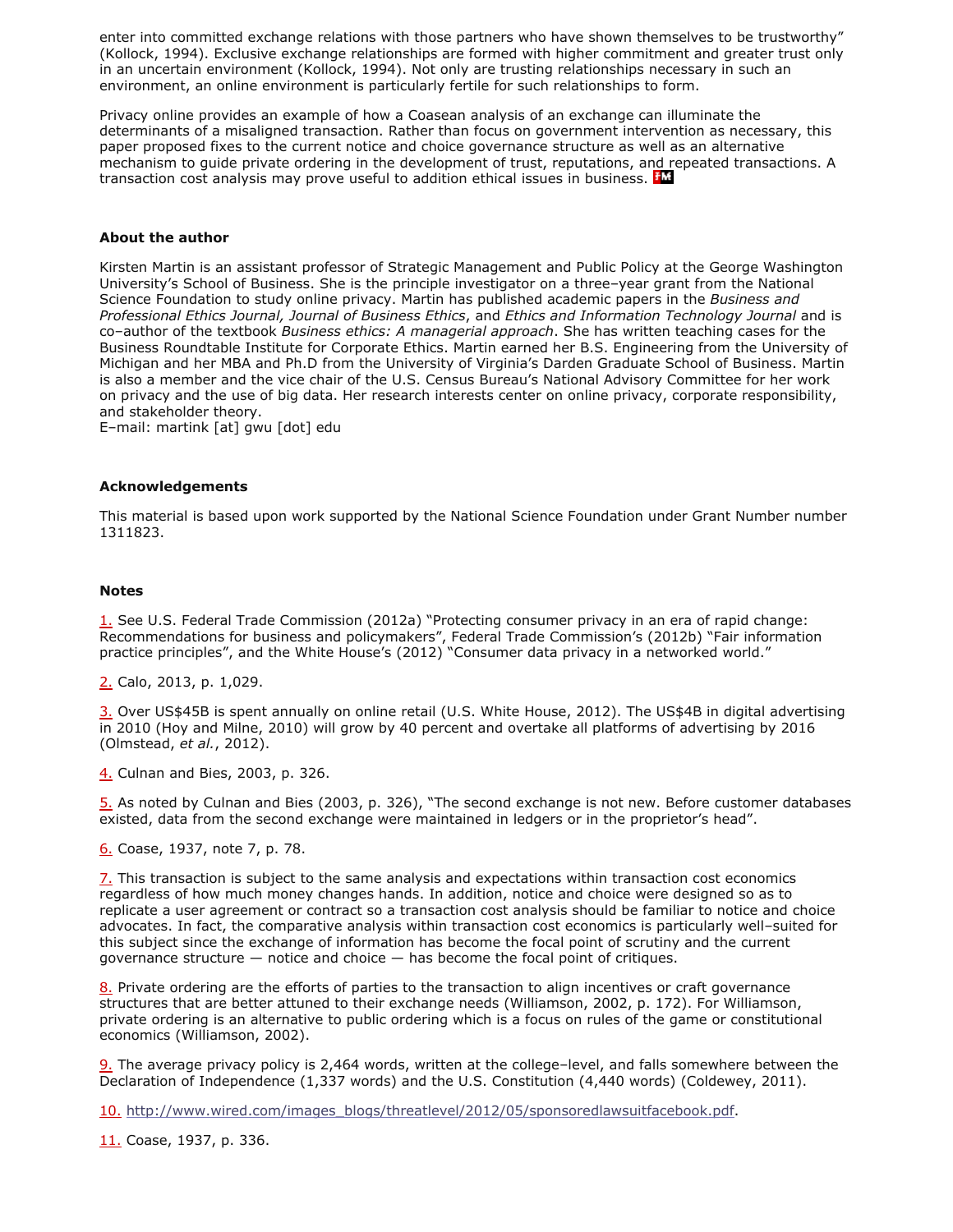enter into committed exchange relations with those partners who have shown themselves to be trustworthy" (Kollock, 1994). Exclusive exchange relationships are formed with higher commitment and greater trust only in an uncertain environment (Kollock, 1994). Not only are trusting relationships necessary in such an environment, an online environment is particularly fertile for such relationships to form.

Privacy online provides an example of how a Coasean analysis of an exchange can illuminate the determinants of a misaligned transaction. Rather than focus on government intervention as necessary, this paper proposed fixes to the current notice and choice governance structure as well as an alternative mechanism to guide private ordering in the development of trust, reputations, and repeated transactions. A transaction cost analysis may prove useful to addition ethical issues in business.

### About the author

Kirsten Martin is an assistant professor of Strategic Management and Public Policy at the George Washington University's School of Business. She is the principle investigator on a three–year grant from the National Science Foundation to study online privacy. Martin has published academic papers in the *Business and Professional Ethics Journal, Journal of Business Ethics*, and *Ethics and Information Technology Journal* and is co–author of the textbook *Business ethics: A managerial approach*. She has written teaching cases for the Business Roundtable Institute for Corporate Ethics. Martin earned her B.S. Engineering from the University of Michigan and her MBA and Ph.D from the University of Virginia's Darden Graduate School of Business. Martin is also a member and the vice chair of the U.S. Census Bureau's National Advisory Committee for her work on privacy and the use of big data. Her research interests center on online privacy, corporate responsibility, and stakeholder theory.
E–mail: martink [at] gwu [dot] edu

### Acknowledgements

This material is based upon work supported by the National Science Foundation under Grant Number number 1311823.

### Notes

1. See U.S. Federal Trade Commission (2012a) "Protecting consumer privacy in an era of rapid change: Recommendations for business and policymakers", Federal Trade Commission's (2012b) "Fair information practice principles", and the White House's (2012) "Consumer data privacy in a networked world."

2. Calo, 2013, p. 1,029.

3. Over US$45B is spent annually on online retail (U.S. White House, 2012). The US$4B in digital advertising in 2010 (Hoy and Milne, 2010) will grow by 40 percent and overtake all platforms of advertising by 2016 (Olmstead, *et al.*, 2012).

4. Culnan and Bies, 2003, p. 326.

5. As noted by Culnan and Bies (2003, p. 326), "The second exchange is not new. Before customer databases existed, data from the second exchange were maintained in ledgers or in the proprietor's head".

6. Coase, 1937, note 7, p. 78.

7. This transaction is subject to the same analysis and expectations within transaction cost economics regardless of how much money changes hands. In addition, notice and choice were designed so as to replicate a user agreement or contract so a transaction cost analysis should be familiar to notice and choice advocates. In fact, the comparative analysis within transaction cost economics is particularly well–suited for this subject since the exchange of information has become the focal point of scrutiny and the current governance structure — notice and choice — has become the focal point of critiques.

8. Private ordering are the efforts of parties to the transaction to align incentives or craft governance structures that are better attuned to their exchange needs (Williamson, 2002, p. 172). For Williamson, private ordering is an alternative to public ordering which is a focus on rules of the game or constitutional economics (Williamson, 2002).

9. The average privacy policy is 2,464 words, written at the college–level, and falls somewhere between the Declaration of Independence (1,337 words) and the U.S. Constitution (4,440 words) (Coldewey, 2011).

10. http://www.wired.com/images_blogs/threatlevel/2012/05/sponsoredlawsuitfacebook.pdf.

11. Coase, 1937, p. 336.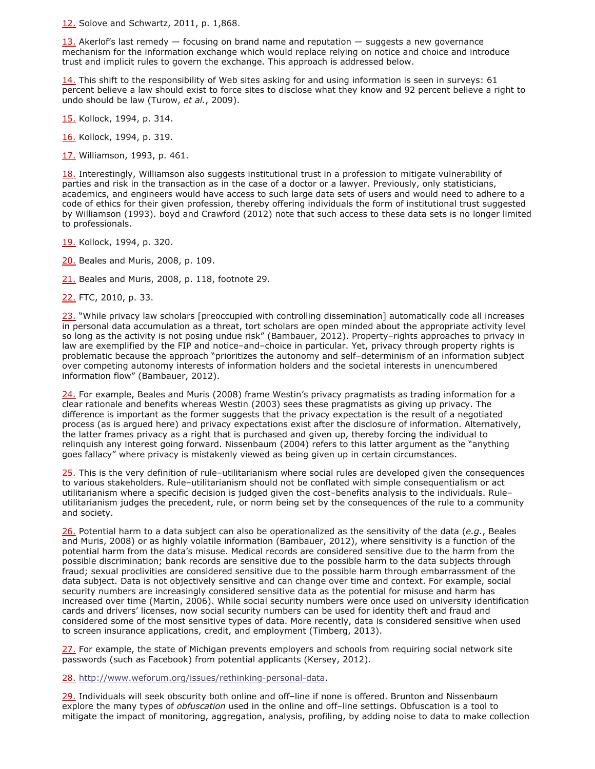12. Solove and Schwartz, 2011, p. 1,868.

13. Akerlof's last remedy — focusing on brand name and reputation — suggests a new governance mechanism for the information exchange which would replace relying on notice and choice and introduce trust and implicit rules to govern the exchange. This approach is addressed below.

14. This shift to the responsibility of Web sites asking for and using information is seen in surveys: 61 percent believe a law should exist to force sites to disclose what they know and 92 percent believe a right to undo should be law (Turow, *et al.*, 2009).

15. Kollock, 1994, p. 314.

16. Kollock, 1994, p. 319.

17. Williamson, 1993, p. 461.

18. Interestingly, Williamson also suggests institutional trust in a profession to mitigate vulnerability of parties and risk in the transaction as in the case of a doctor or a lawyer. Previously, only statisticians, academics, and engineers would have access to such large data sets of users and would need to adhere to a code of ethics for their given profession, thereby offering individuals the form of institutional trust suggested by Williamson (1993). boyd and Crawford (2012) note that such access to these data sets is no longer limited to professionals.

19. Kollock, 1994, p. 320.

20. Beales and Muris, 2008, p. 109.

21. Beales and Muris, 2008, p. 118, footnote 29.

22. FTC, 2010, p. 33.

23. "While privacy law scholars [preoccupied with controlling dissemination] automatically code all increases in personal data accumulation as a threat, tort scholars are open minded about the appropriate activity level so long as the activity is not posing undue risk" (Bambauer, 2012). Property–rights approaches to privacy in law are exemplified by the FIP and notice–and–choice in particular. Yet, privacy through property rights is problematic because the approach "prioritizes the autonomy and self–determinism of an information subject over competing autonomy interests of information holders and the societal interests in unencumbered information flow" (Bambauer, 2012).

24. For example, Beales and Muris (2008) frame Westin's privacy pragmatists as trading information for a clear rationale and benefits whereas Westin (2003) sees these pragmatists as giving up privacy. The difference is important as the former suggests that the privacy expectation is the result of a negotiated process (as is argued here) and privacy expectations exist after the disclosure of information. Alternatively, the latter frames privacy as a right that is purchased and given up, thereby forcing the individual to relinquish any interest going forward. Nissenbaum (2004) refers to this latter argument as the "anything goes fallacy" where privacy is mistakenly viewed as being given up in certain circumstances.

25. This is the very definition of rule–utilitarianism where social rules are developed given the consequences to various stakeholders. Rule–utilitarianism should not be conflated with simple consequentialism or act utilitarianism where a specific decision is judged given the cost–benefits analysis to the individuals. Rule–utilitarianism judges the precedent, rule, or norm being set by the consequences of the rule to a community and society.

26. Potential harm to a data subject can also be operationalized as the sensitivity of the data (*e.g.*, Beales and Muris, 2008) or as highly volatile information (Bambauer, 2012), where sensitivity is a function of the potential harm from the data's misuse. Medical records are considered sensitive due to the harm from the possible discrimination; bank records are sensitive due to the possible harm to the data subjects through fraud; sexual proclivities are considered sensitive due to the possible harm through embarrassment of the data subject. Data is not objectively sensitive and can change over time and context. For example, social security numbers are increasingly considered sensitive data as the potential for misuse and harm has increased over time (Martin, 2006). While social security numbers were once used on university identification cards and drivers' licenses, now social security numbers can be used for identity theft and fraud and considered some of the most sensitive types of data. More recently, data is considered sensitive when used to screen insurance applications, credit, and employment (Timberg, 2013).

27. For example, the state of Michigan prevents employers and schools from requiring social network site passwords (such as Facebook) from potential applicants (Kersey, 2012).

28. http://www.weforum.org/issues/rethinking-personal-data.

29. Individuals will seek obscurity both online and off–line if none is offered. Brunton and Nissenbaum explore the many types of *obfuscation* used in the online and off–line settings. Obfuscation is a tool to mitigate the impact of monitoring, aggregation, analysis, profiling, by adding noise to data to make collection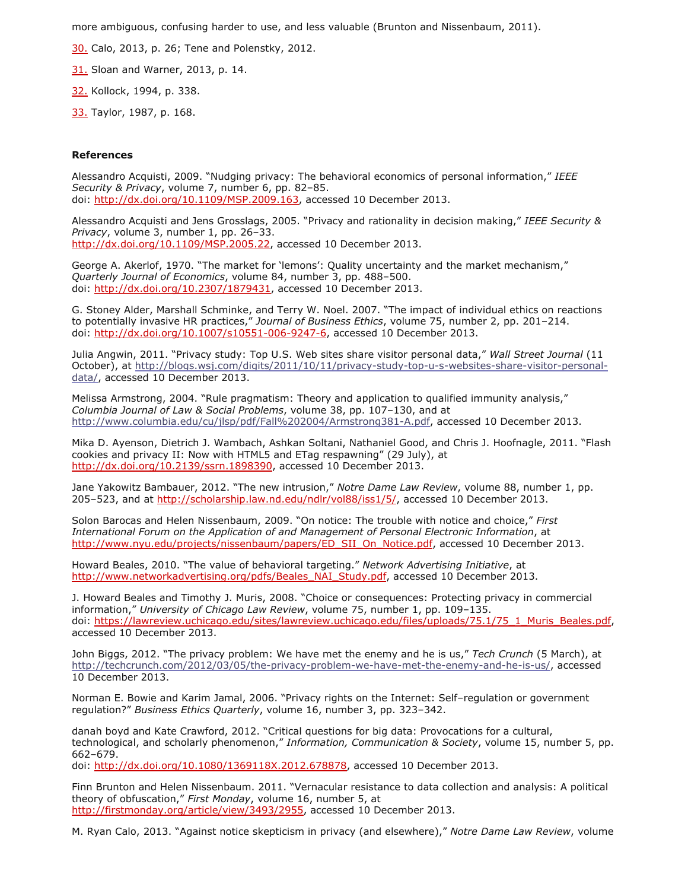more ambiguous, confusing harder to use, and less valuable (Brunton and Nissenbaum, 2011).

30. Calo, 2013, p. 26; Tene and Polenstky, 2012.

31. Sloan and Warner, 2013, p. 14.

32. Kollock, 1994, p. 338.

33. Taylor, 1987, p. 168.

**References**

Alessandro Acquisti, 2009. "Nudging privacy: The behavioral economics of personal information," *IEEE Security & Privacy*, volume 7, number 6, pp. 82–85.
doi: http://dx.doi.org/10.1109/MSP.2009.163, accessed 10 December 2013.

Alessandro Acquisti and Jens Grosslags, 2005. "Privacy and rationality in decision making," *IEEE Security & Privacy*, volume 3, number 1, pp. 26–33.
http://dx.doi.org/10.1109/MSP.2005.22, accessed 10 December 2013.

George A. Akerlof, 1970. "The market for 'lemons': Quality uncertainty and the market mechanism," *Quarterly Journal of Economics*, volume 84, number 3, pp. 488–500.
doi: http://dx.doi.org/10.2307/1879431, accessed 10 December 2013.

G. Stoney Alder, Marshall Schminke, and Terry W. Noel. 2007. "The impact of individual ethics on reactions to potentially invasive HR practices," *Journal of Business Ethics*, volume 75, number 2, pp. 201–214.
doi: http://dx.doi.org/10.1007/s10551-006-9247-6, accessed 10 December 2013.

Julia Angwin, 2011. "Privacy study: Top U.S. Web sites share visitor personal data," *Wall Street Journal* (11 October), at http://blogs.wsj.com/digits/2011/10/11/privacy-study-top-u-s-websites-share-visitor-personal-data/, accessed 10 December 2013.

Melissa Armstrong, 2004. "Rule pragmatism: Theory and application to qualified immunity analysis," *Columbia Journal of Law & Social Problems*, volume 38, pp. 107–130, and at http://www.columbia.edu/cu/jlsp/pdf/Fall%202004/Armstrong381-A.pdf, accessed 10 December 2013.

Mika D. Ayenson, Dietrich J. Wambach, Ashkan Soltani, Nathaniel Good, and Chris J. Hoofnagle, 2011. "Flash cookies and privacy II: Now with HTML5 and ETag respawning" (29 July), at http://dx.doi.org/10.2139/ssrn.1898390, accessed 10 December 2013.

Jane Yakowitz Bambauer, 2012. "The new intrusion," *Notre Dame Law Review*, volume 88, number 1, pp. 205–523, and at http://scholarship.law.nd.edu/ndlr/vol88/iss1/5/, accessed 10 December 2013.

Solon Barocas and Helen Nissenbaum, 2009. "On notice: The trouble with notice and choice," *First International Forum on the Application of and Management of Personal Electronic Information*, at http://www.nyu.edu/projects/nissenbaum/papers/ED_SII_On_Notice.pdf, accessed 10 December 2013.

Howard Beales, 2010. "The value of behavioral targeting." *Network Advertising Initiative*, at http://www.networkadvertising.org/pdfs/Beales_NAI_Study.pdf, accessed 10 December 2013.

J. Howard Beales and Timothy J. Muris, 2008. "Choice or consequences: Protecting privacy in commercial information," *University of Chicago Law Review*, volume 75, number 1, pp. 109–135.
doi: https://lawreview.uchicago.edu/sites/lawreview.uchicago.edu/files/uploads/75.1/75_1_Muris_Beales.pdf, accessed 10 December 2013.

John Biggs, 2012. "The privacy problem: We have met the enemy and he is us," *Tech Crunch* (5 March), at http://techcrunch.com/2012/03/05/the-privacy-problem-we-have-met-the-enemy-and-he-is-us/, accessed 10 December 2013.

Norman E. Bowie and Karim Jamal, 2006. "Privacy rights on the Internet: Self–regulation or government regulation?" *Business Ethics Quarterly*, volume 16, number 3, pp. 323–342.

danah boyd and Kate Crawford, 2012. "Critical questions for big data: Provocations for a cultural, technological, and scholarly phenomenon," *Information, Communication & Society*, volume 15, number 5, pp. 662–679.
doi: http://dx.doi.org/10.1080/1369118X.2012.678878, accessed 10 December 2013.

Finn Brunton and Helen Nissenbaum. 2011. "Vernacular resistance to data collection and analysis: A political theory of obfuscation," *First Monday*, volume 16, number 5, at http://firstmonday.org/article/view/3493/2955, accessed 10 December 2013.

M. Ryan Calo, 2013. "Against notice skepticism in privacy (and elsewhere)," *Notre Dame Law Review*, volume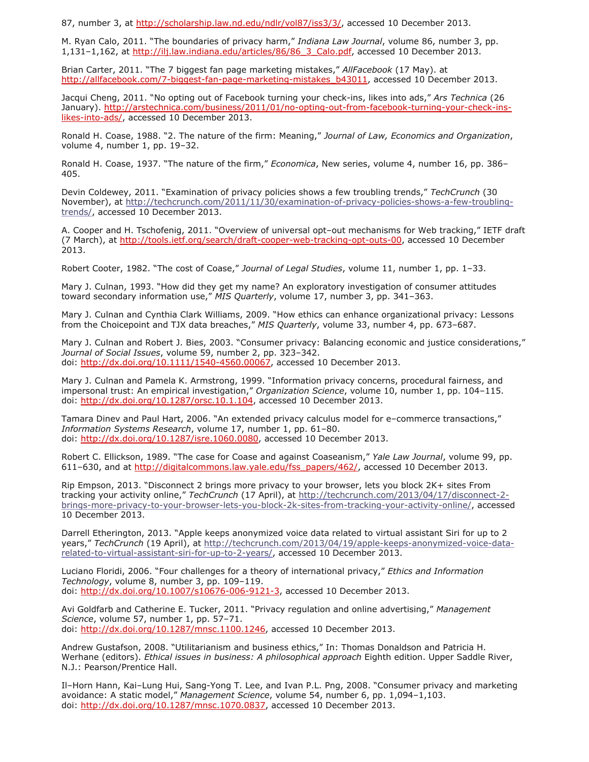87, number 3, at http://scholarship.law.nd.edu/ndlr/vol87/iss3/3/, accessed 10 December 2013.

M. Ryan Calo, 2011. "The boundaries of privacy harm," *Indiana Law Journal*, volume 86, number 3, pp. 1,131–1,162, at http://ilj.law.indiana.edu/articles/86/86_3_Calo.pdf, accessed 10 December 2013.

Brian Carter, 2011. "The 7 biggest fan page marketing mistakes," *AllFacebook* (17 May). at http://allfacebook.com/7-biggest-fan-page-marketing-mistakes_b43011, accessed 10 December 2013.

Jacqui Cheng, 2011. "No opting out of Facebook turning your check-ins, likes into ads," *Ars Technica* (26 January). http://arstechnica.com/business/2011/01/no-opting-out-from-facebook-turning-your-check-ins-likes-into-ads/, accessed 10 December 2013.

Ronald H. Coase, 1988. "2. The nature of the firm: Meaning," *Journal of Law, Economics and Organization*, volume 4, number 1, pp. 19–32.

Ronald H. Coase, 1937. "The nature of the firm," *Economica*, New series, volume 4, number 16, pp. 386–405.

Devin Coldewey, 2011. "Examination of privacy policies shows a few troubling trends," *TechCrunch* (30 November), at http://techcrunch.com/2011/11/30/examination-of-privacy-policies-shows-a-few-troubling-trends/, accessed 10 December 2013.

A. Cooper and H. Tschofenig, 2011. "Overview of universal opt–out mechanisms for Web tracking," IETF draft (7 March), at http://tools.ietf.org/search/draft-cooper-web-tracking-opt-outs-00, accessed 10 December 2013.

Robert Cooter, 1982. "The cost of Coase," *Journal of Legal Studies*, volume 11, number 1, pp. 1–33.

Mary J. Culnan, 1993. "How did they get my name? An exploratory investigation of consumer attitudes toward secondary information use," *MIS Quarterly*, volume 17, number 3, pp. 341–363.

Mary J. Culnan and Cynthia Clark Williams, 2009. "How ethics can enhance organizational privacy: Lessons from the Choicepoint and TJX data breaches," *MIS Quarterly*, volume 33, number 4, pp. 673–687.

Mary J. Culnan and Robert J. Bies, 2003. "Consumer privacy: Balancing economic and justice considerations," *Journal of Social Issues*, volume 59, number 2, pp. 323–342.
doi: http://dx.doi.org/10.1111/1540-4560.00067, accessed 10 December 2013.

Mary J. Culnan and Pamela K. Armstrong, 1999. "Information privacy concerns, procedural fairness, and impersonal trust: An empirical investigation," *Organization Science*, volume 10, number 1, pp. 104–115.
doi: http://dx.doi.org/10.1287/orsc.10.1.104, accessed 10 December 2013.

Tamara Dinev and Paul Hart, 2006. "An extended privacy calculus model for e–commerce transactions," *Information Systems Research*, volume 17, number 1, pp. 61–80.
doi: http://dx.doi.org/10.1287/isre.1060.0080, accessed 10 December 2013.

Robert C. Ellickson, 1989. "The case for Coase and against Coaseanism," *Yale Law Journal*, volume 99, pp. 611–630, and at http://digitalcommons.law.yale.edu/fss_papers/462/, accessed 10 December 2013.

Rip Empson, 2013. "Disconnect 2 brings more privacy to your browser, lets you block 2K+ sites From tracking your activity online," *TechCrunch* (17 April), at http://techcrunch.com/2013/04/17/disconnect-2-brings-more-privacy-to-your-browser-lets-you-block-2k-sites-from-tracking-your-activity-online/, accessed 10 December 2013.

Darrell Etherington, 2013. "Apple keeps anonymized voice data related to virtual assistant Siri for up to 2 years," *TechCrunch* (19 April), at http://techcrunch.com/2013/04/19/apple-keeps-anonymized-voice-data-related-to-virtual-assistant-siri-for-up-to-2-years/, accessed 10 December 2013.

Luciano Floridi, 2006. "Four challenges for a theory of international privacy," *Ethics and Information Technology*, volume 8, number 3, pp. 109–119.
doi: http://dx.doi.org/10.1007/s10676-006-9121-3, accessed 10 December 2013.

Avi Goldfarb and Catherine E. Tucker, 2011. "Privacy regulation and online advertising," *Management Science*, volume 57, number 1, pp. 57–71.
doi: http://dx.doi.org/10.1287/mnsc.1100.1246, accessed 10 December 2013.

Andrew Gustafson, 2008. "Utilitarianism and business ethics," In: Thomas Donaldson and Patricia H. Werhane (editors). *Ethical issues in business: A philosophical approach* Eighth edition. Upper Saddle River, N.J.: Pearson/Prentice Hall.

Il–Horn Hann, Kai–Lung Hui, Sang-Yong T. Lee, and Ivan P.L. Png, 2008. "Consumer privacy and marketing avoidance: A static model," *Management Science*, volume 54, number 6, pp. 1,094–1,103.
doi: http://dx.doi.org/10.1287/mnsc.1070.0837, accessed 10 December 2013.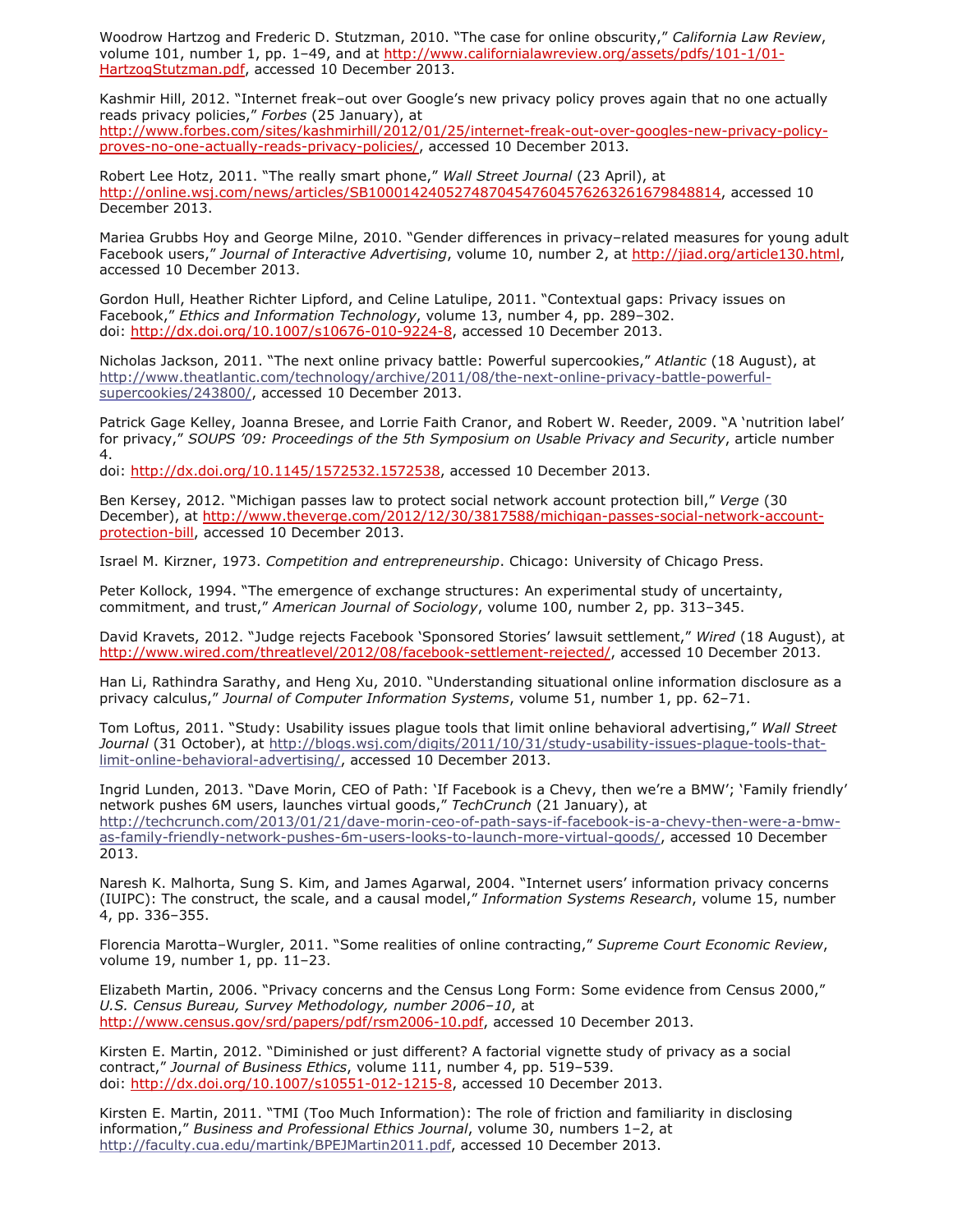Woodrow Hartzog and Frederic D. Stutzman, 2010. "The case for online obscurity," *California Law Review*, volume 101, number 1, pp. 1–49, and at http://www.californialawreview.org/assets/pdfs/101-1/01-HartzogStutzman.pdf, accessed 10 December 2013.

Kashmir Hill, 2012. "Internet freak–out over Google's new privacy policy proves again that no one actually reads privacy policies," *Forbes* (25 January), at http://www.forbes.com/sites/kashmirhill/2012/01/25/internet-freak-out-over-googles-new-privacy-policy-proves-no-one-actually-reads-privacy-policies/, accessed 10 December 2013.

Robert Lee Hotz, 2011. "The really smart phone," *Wall Street Journal* (23 April), at http://online.wsj.com/news/articles/SB10001424052748704547604576263261679848814, accessed 10 December 2013.

Mariea Grubbs Hoy and George Milne, 2010. "Gender differences in privacy–related measures for young adult Facebook users," *Journal of Interactive Advertising*, volume 10, number 2, at http://jiad.org/article130.html, accessed 10 December 2013.

Gordon Hull, Heather Richter Lipford, and Celine Latulipe, 2011. "Contextual gaps: Privacy issues on Facebook," *Ethics and Information Technology*, volume 13, number 4, pp. 289–302.
doi: http://dx.doi.org/10.1007/s10676-010-9224-8, accessed 10 December 2013.

Nicholas Jackson, 2011. "The next online privacy battle: Powerful supercookies," *Atlantic* (18 August), at http://www.theatlantic.com/technology/archive/2011/08/the-next-online-privacy-battle-powerful-supercookies/243800/, accessed 10 December 2013.

Patrick Gage Kelley, Joanna Bresee, and Lorrie Faith Cranor, and Robert W. Reeder, 2009. "A 'nutrition label' for privacy," *SOUPS '09: Proceedings of the 5th Symposium on Usable Privacy and Security*, article number 4.
doi: http://dx.doi.org/10.1145/1572532.1572538, accessed 10 December 2013.

Ben Kersey, 2012. "Michigan passes law to protect social network account protection bill," *Verge* (30 December), at http://www.theverge.com/2012/12/30/3817588/michigan-passes-social-network-account-protection-bill, accessed 10 December 2013.

Israel M. Kirzner, 1973. *Competition and entrepreneurship*. Chicago: University of Chicago Press.

Peter Kollock, 1994. "The emergence of exchange structures: An experimental study of uncertainty, commitment, and trust," *American Journal of Sociology*, volume 100, number 2, pp. 313–345.

David Kravets, 2012. "Judge rejects Facebook 'Sponsored Stories' lawsuit settlement," *Wired* (18 August), at http://www.wired.com/threatlevel/2012/08/facebook-settlement-rejected/, accessed 10 December 2013.

Han Li, Rathindra Sarathy, and Heng Xu, 2010. "Understanding situational online information disclosure as a privacy calculus," *Journal of Computer Information Systems*, volume 51, number 1, pp. 62–71.

Tom Loftus, 2011. "Study: Usability issues plague tools that limit online behavioral advertising," *Wall Street Journal* (31 October), at http://blogs.wsj.com/digits/2011/10/31/study-usability-issues-plague-tools-that-limit-online-behavioral-advertising/, accessed 10 December 2013.

Ingrid Lunden, 2013. "Dave Morin, CEO of Path: 'If Facebook is a Chevy, then we're a BMW'; 'Family friendly' network pushes 6M users, launches virtual goods," *TechCrunch* (21 January), at http://techcrunch.com/2013/01/21/dave-morin-ceo-of-path-says-if-facebook-is-a-chevy-then-were-a-bmw-as-family-friendly-network-pushes-6m-users-looks-to-launch-more-virtual-goods/, accessed 10 December 2013.

Naresh K. Malhorta, Sung S. Kim, and James Agarwal, 2004. "Internet users' information privacy concerns (IUIPC): The construct, the scale, and a causal model," *Information Systems Research*, volume 15, number 4, pp. 336–355.

Florencia Marotta–Wurgler, 2011. "Some realities of online contracting," *Supreme Court Economic Review*, volume 19, number 1, pp. 11–23.

Elizabeth Martin, 2006. "Privacy concerns and the Census Long Form: Some evidence from Census 2000," *U.S. Census Bureau, Survey Methodology, number 2006–10*, at http://www.census.gov/srd/papers/pdf/rsm2006-10.pdf, accessed 10 December 2013.

Kirsten E. Martin, 2012. "Diminished or just different? A factorial vignette study of privacy as a social contract," *Journal of Business Ethics*, volume 111, number 4, pp. 519–539.
doi: http://dx.doi.org/10.1007/s10551-012-1215-8, accessed 10 December 2013.

Kirsten E. Martin, 2011. "TMI (Too Much Information): The role of friction and familiarity in disclosing information," *Business and Professional Ethics Journal*, volume 30, numbers 1–2, at http://faculty.cua.edu/martink/BPEJMartin2011.pdf, accessed 10 December 2013.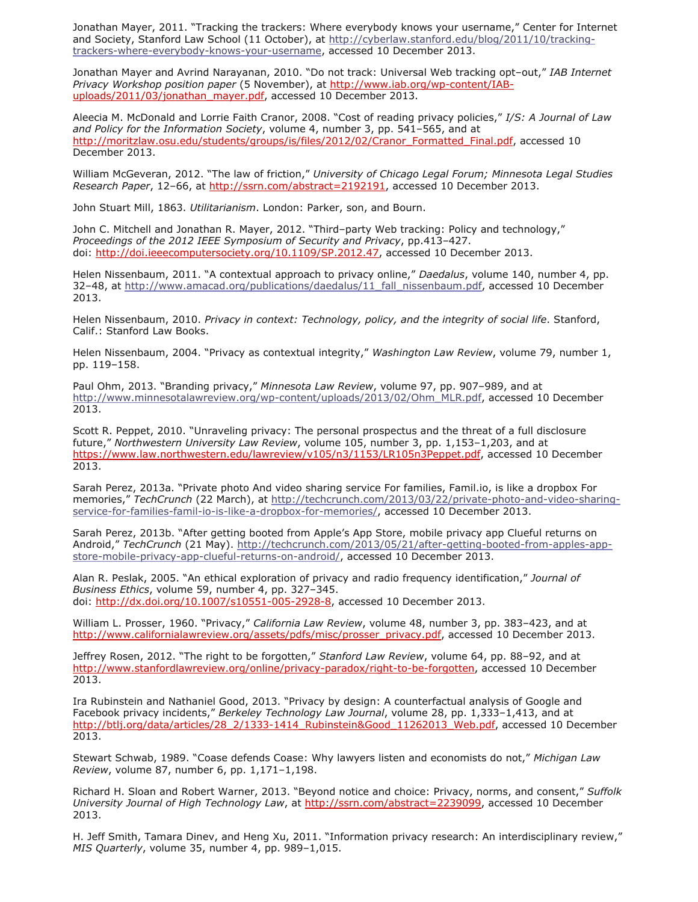Jonathan Mayer, 2011. “Tracking the trackers: Where everybody knows your username,” Center for Internet and Society, Stanford Law School (11 October), at http://cyberlaw.stanford.edu/blog/2011/10/tracking-trackers-where-everybody-knows-your-username, accessed 10 December 2013.

Jonathan Mayer and Avrind Narayanan, 2010. “Do not track: Universal Web tracking opt–out,” *IAB Internet Privacy Workshop position paper* (5 November), at http://www.iab.org/wp-content/IAB-uploads/2011/03/jonathan_mayer.pdf, accessed 10 December 2013.

Aleecia M. McDonald and Lorrie Faith Cranor, 2008. “Cost of reading privacy policies,” *I/S: A Journal of Law and Policy for the Information Society*, volume 4, number 3, pp. 541–565, and at http://moritzlaw.osu.edu/students/groups/is/files/2012/02/Cranor_Formatted_Final.pdf, accessed 10 December 2013.

William McGeveran, 2012. “The law of friction,” *University of Chicago Legal Forum; Minnesota Legal Studies Research Paper*, 12–66, at http://ssrn.com/abstract=2192191, accessed 10 December 2013.

John Stuart Mill, 1863. *Utilitarianism*. London: Parker, son, and Bourn.

John C. Mitchell and Jonathan R. Mayer, 2012. “Third–party Web tracking: Policy and technology,” *Proceedings of the 2012 IEEE Symposium of Security and Privacy*, pp.413–427.
doi: http://doi.ieeecomputersociety.org/10.1109/SP.2012.47, accessed 10 December 2013.

Helen Nissenbaum, 2011. “A contextual approach to privacy online,” *Daedalus*, volume 140, number 4, pp. 32–48, at http://www.amacad.org/publications/daedalus/11_fall_nissenbaum.pdf, accessed 10 December 2013.

Helen Nissenbaum, 2010. *Privacy in context: Technology, policy, and the integrity of social life*. Stanford, Calif.: Stanford Law Books.

Helen Nissenbaum, 2004. “Privacy as contextual integrity,” *Washington Law Review*, volume 79, number 1, pp. 119–158.

Paul Ohm, 2013. “Branding privacy,” *Minnesota Law Review*, volume 97, pp. 907–989, and at http://www.minnesotalawreview.org/wp-content/uploads/2013/02/Ohm_MLR.pdf, accessed 10 December 2013.

Scott R. Peppet, 2010. “Unraveling privacy: The personal prospectus and the threat of a full disclosure future,” *Northwestern University Law Review*, volume 105, number 3, pp. 1,153–1,203, and at https://www.law.northwestern.edu/lawreview/v105/n3/1153/LR105n3Peppet.pdf, accessed 10 December 2013.

Sarah Perez, 2013a. “Private photo And video sharing service For families, Famil.io, is like a dropbox For memories,” *TechCrunch* (22 March), at http://techcrunch.com/2013/03/22/private-photo-and-video-sharing-service-for-families-famil-io-is-like-a-dropbox-for-memories/, accessed 10 December 2013.

Sarah Perez, 2013b. “After getting booted from Apple’s App Store, mobile privacy app Clueful returns on Android,” *TechCrunch* (21 May). http://techcrunch.com/2013/05/21/after-getting-booted-from-apples-app-store-mobile-privacy-app-clueful-returns-on-android/, accessed 10 December 2013.

Alan R. Peslak, 2005. “An ethical exploration of privacy and radio frequency identification,” *Journal of Business Ethics*, volume 59, number 4, pp. 327–345.
doi: http://dx.doi.org/10.1007/s10551-005-2928-8, accessed 10 December 2013.

William L. Prosser, 1960. “Privacy,” *California Law Review*, volume 48, number 3, pp. 383–423, and at http://www.californialawreview.org/assets/pdfs/misc/prosser_privacy.pdf, accessed 10 December 2013.

Jeffrey Rosen, 2012. “The right to be forgotten,” *Stanford Law Review*, volume 64, pp. 88–92, and at http://www.stanfordlawreview.org/online/privacy-paradox/right-to-be-forgotten, accessed 10 December 2013.

Ira Rubinstein and Nathaniel Good, 2013. “Privacy by design: A counterfactual analysis of Google and Facebook privacy incidents,” *Berkeley Technology Law Journal*, volume 28, pp. 1,333–1,413, and at http://btlj.org/data/articles/28_2/1333-1414_Rubinstein&Good_11262013_Web.pdf, accessed 10 December 2013.

Stewart Schwab, 1989. “Coase defends Coase: Why lawyers listen and economists do not,” *Michigan Law Review*, volume 87, number 6, pp. 1,171–1,198.

Richard H. Sloan and Robert Warner, 2013. “Beyond notice and choice: Privacy, norms, and consent,” *Suffolk University Journal of High Technology Law*, at http://ssrn.com/abstract=2239099, accessed 10 December 2013.

H. Jeff Smith, Tamara Dinev, and Heng Xu, 2011. “Information privacy research: An interdisciplinary review,” *MIS Quarterly*, volume 35, number 4, pp. 989–1,015.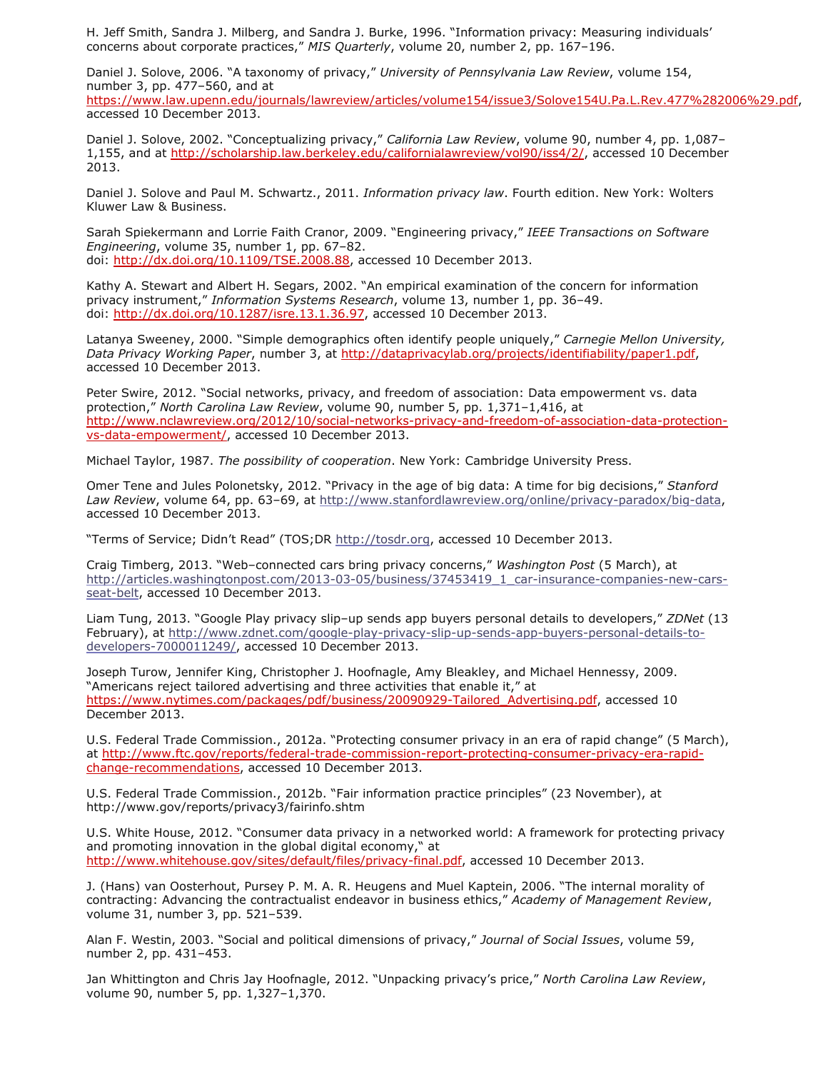H. Jeff Smith, Sandra J. Milberg, and Sandra J. Burke, 1996. "Information privacy: Measuring individuals' concerns about corporate practices," *MIS Quarterly*, volume 20, number 2, pp. 167–196.

Daniel J. Solove, 2006. "A taxonomy of privacy," *University of Pennsylvania Law Review*, volume 154, number 3, pp. 477–560, and at https://www.law.upenn.edu/journals/lawreview/articles/volume154/issue3/Solove154U.Pa.L.Rev.477%282006%29.pdf, accessed 10 December 2013.

Daniel J. Solove, 2002. "Conceptualizing privacy," *California Law Review*, volume 90, number 4, pp. 1,087–1,155, and at http://scholarship.law.berkeley.edu/californialawreview/vol90/iss4/2/, accessed 10 December 2013.

Daniel J. Solove and Paul M. Schwartz., 2011. *Information privacy law*. Fourth edition. New York: Wolters Kluwer Law & Business.

Sarah Spiekermann and Lorrie Faith Cranor, 2009. "Engineering privacy," *IEEE Transactions on Software Engineering*, volume 35, number 1, pp. 67–82.
doi: http://dx.doi.org/10.1109/TSE.2008.88, accessed 10 December 2013.

Kathy A. Stewart and Albert H. Segars, 2002. "An empirical examination of the concern for information privacy instrument," *Information Systems Research*, volume 13, number 1, pp. 36–49.
doi: http://dx.doi.org/10.1287/isre.13.1.36.97, accessed 10 December 2013.

Latanya Sweeney, 2000. "Simple demographics often identify people uniquely," *Carnegie Mellon University, Data Privacy Working Paper*, number 3, at http://dataprivacylab.org/projects/identifiability/paper1.pdf, accessed 10 December 2013.

Peter Swire, 2012. "Social networks, privacy, and freedom of association: Data empowerment vs. data protection," *North Carolina Law Review*, volume 90, number 5, pp. 1,371–1,416, at http://www.nclawreview.org/2012/10/social-networks-privacy-and-freedom-of-association-data-protection-vs-data-empowerment/, accessed 10 December 2013.

Michael Taylor, 1987. *The possibility of cooperation*. New York: Cambridge University Press.

Omer Tene and Jules Polonetsky, 2012. "Privacy in the age of big data: A time for big decisions," *Stanford Law Review*, volume 64, pp. 63–69, at http://www.stanfordlawreview.org/online/privacy-paradox/big-data, accessed 10 December 2013.

"Terms of Service; Didn't Read" (TOS;DR http://tosdr.org, accessed 10 December 2013.

Craig Timberg, 2013. "Web–connected cars bring privacy concerns," *Washington Post* (5 March), at http://articles.washingtonpost.com/2013-03-05/business/37453419_1_car-insurance-companies-new-cars-seat-belt, accessed 10 December 2013.

Liam Tung, 2013. "Google Play privacy slip–up sends app buyers personal details to developers," *ZDNet* (13 February), at http://www.zdnet.com/google-play-privacy-slip-up-sends-app-buyers-personal-details-to-developers-7000011249/, accessed 10 December 2013.

Joseph Turow, Jennifer King, Christopher J. Hoofnagle, Amy Bleakley, and Michael Hennessy, 2009. "Americans reject tailored advertising and three activities that enable it," at https://www.nytimes.com/packages/pdf/business/20090929-Tailored_Advertising.pdf, accessed 10 December 2013.

U.S. Federal Trade Commission., 2012a. "Protecting consumer privacy in an era of rapid change" (5 March), at http://www.ftc.gov/reports/federal-trade-commission-report-protecting-consumer-privacy-era-rapid-change-recommendations, accessed 10 December 2013.

U.S. Federal Trade Commission., 2012b. "Fair information practice principles" (23 November), at http://www.gov/reports/privacy3/fairinfo.shtm

U.S. White House, 2012. "Consumer data privacy in a networked world: A framework for protecting privacy and promoting innovation in the global digital economy," at http://www.whitehouse.gov/sites/default/files/privacy-final.pdf, accessed 10 December 2013.

J. (Hans) van Oosterhout, Pursey P. M. A. R. Heugens and Muel Kaptein, 2006. "The internal morality of contracting: Advancing the contractualist endeavor in business ethics," *Academy of Management Review*, volume 31, number 3, pp. 521–539.

Alan F. Westin, 2003. "Social and political dimensions of privacy," *Journal of Social Issues*, volume 59, number 2, pp. 431–453.

Jan Whittington and Chris Jay Hoofnagle, 2012. "Unpacking privacy's price," *North Carolina Law Review*, volume 90, number 5, pp. 1,327–1,370.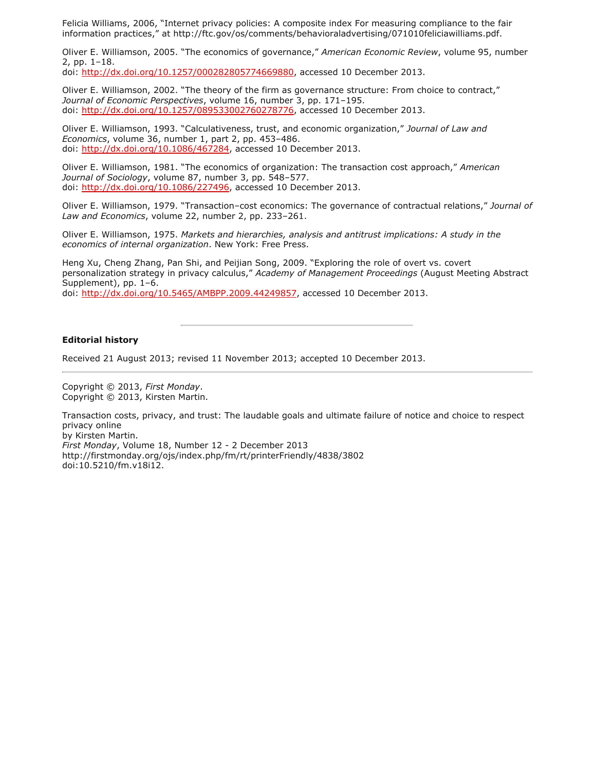Felicia Williams, 2006, "Internet privacy policies: A composite index For measuring compliance to the fair information practices," at http://ftc.gov/os/comments/behavioraladvertising/071010feliciawilliams.pdf.

Oliver E. Williamson, 2005. "The economics of governance," *American Economic Review*, volume 95, number 2, pp. 1–18.
doi: http://dx.doi.org/10.1257/000282805774669880, accessed 10 December 2013.

Oliver E. Williamson, 2002. "The theory of the firm as governance structure: From choice to contract," *Journal of Economic Perspectives*, volume 16, number 3, pp. 171–195.
doi: http://dx.doi.org/10.1257/089533002760278776, accessed 10 December 2013.

Oliver E. Williamson, 1993. "Calculativeness, trust, and economic organization," *Journal of Law and Economics*, volume 36, number 1, part 2, pp. 453–486.
doi: http://dx.doi.org/10.1086/467284, accessed 10 December 2013.

Oliver E. Williamson, 1981. "The economics of organization: The transaction cost approach," *American Journal of Sociology*, volume 87, number 3, pp. 548–577.
doi: http://dx.doi.org/10.1086/227496, accessed 10 December 2013.

Oliver E. Williamson, 1979. "Transaction–cost economics: The governance of contractual relations," *Journal of Law and Economics*, volume 22, number 2, pp. 233–261.

Oliver E. Williamson, 1975. *Markets and hierarchies, analysis and antitrust implications: A study in the economics of internal organization*. New York: Free Press.

Heng Xu, Cheng Zhang, Pan Shi, and Peijian Song, 2009. "Exploring the role of overt vs. covert personalization strategy in privacy calculus," *Academy of Management Proceedings* (August Meeting Abstract Supplement), pp. 1–6.
doi: http://dx.doi.org/10.5465/AMBPP.2009.44249857, accessed 10 December 2013.

---

**Editorial history**

Received 21 August 2013; revised 11 November 2013; accepted 10 December 2013.

---

Copyright © 2013, *First Monday*.
Copyright © 2013, Kirsten Martin.

Transaction costs, privacy, and trust: The laudable goals and ultimate failure of notice and choice to respect privacy online
by Kirsten Martin.
*First Monday*, Volume 18, Number 12 - 2 December 2013
http://firstmonday.org/ojs/index.php/fm/rt/printerFriendly/4838/3802
doi:10.5210/fm.v18i12.